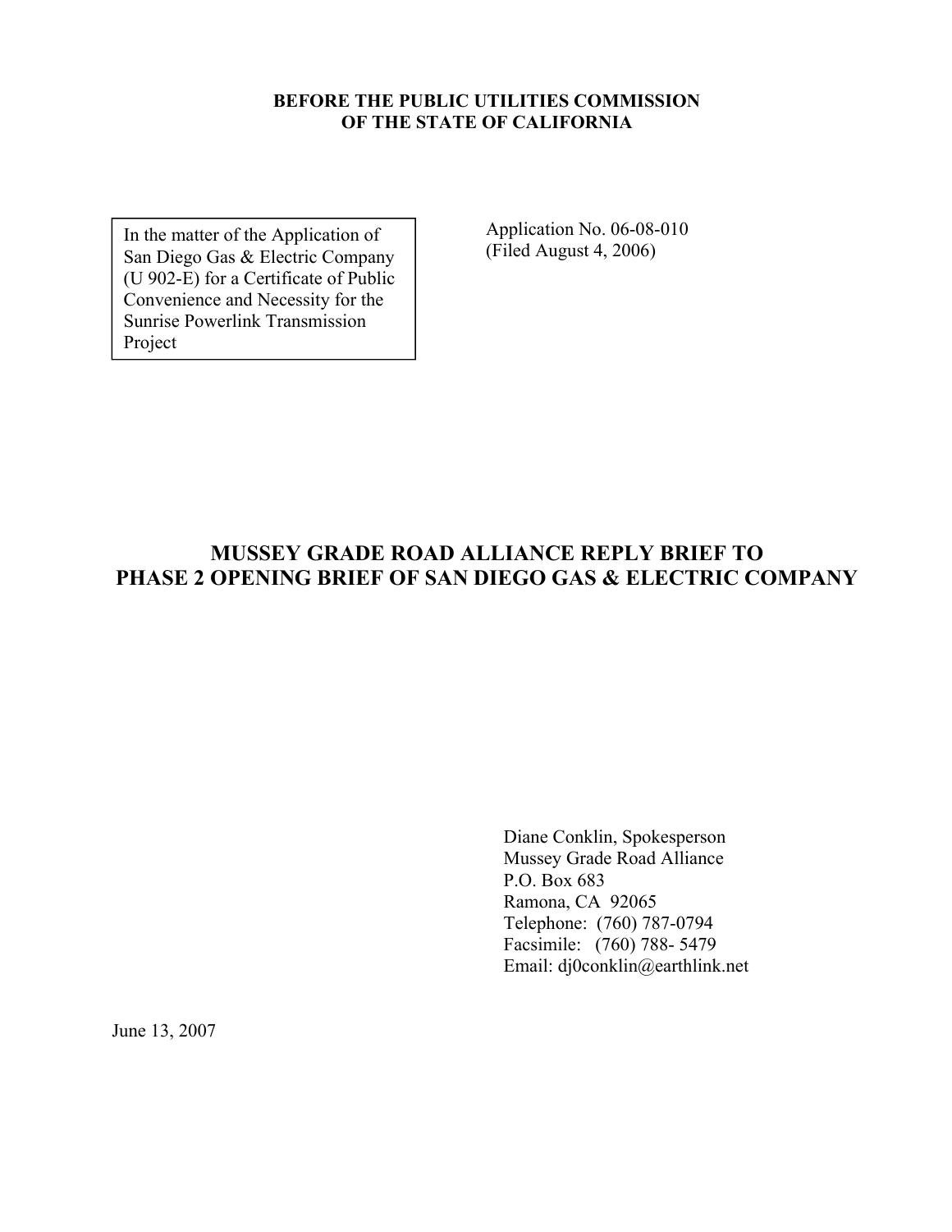**BEFORE THE PUBLIC UTILITIES COMMISSION**
**OF THE STATE OF CALIFORNIA**

| In the matter of the Application of San Diego Gas & Electric Company (U 902-E) for a Certificate of Public Convenience and Necessity for the Sunrise Powerlink Transmission Project | Application No. 06-08-010 (Filed August 4, 2006) |
|---|---|

# MUSSEY GRADE ROAD ALLIANCE REPLY BRIEF TO PHASE 2 OPENING BRIEF OF SAN DIEGO GAS & ELECTRIC COMPANY

Diane Conklin, Spokesperson
Mussey Grade Road Alliance
P.O. Box 683
Ramona, CA 92065
Telephone: (760) 787-0794
Facsimile: (760) 788- 5479
Email: dj0conklin@earthlink.net

June 13, 2007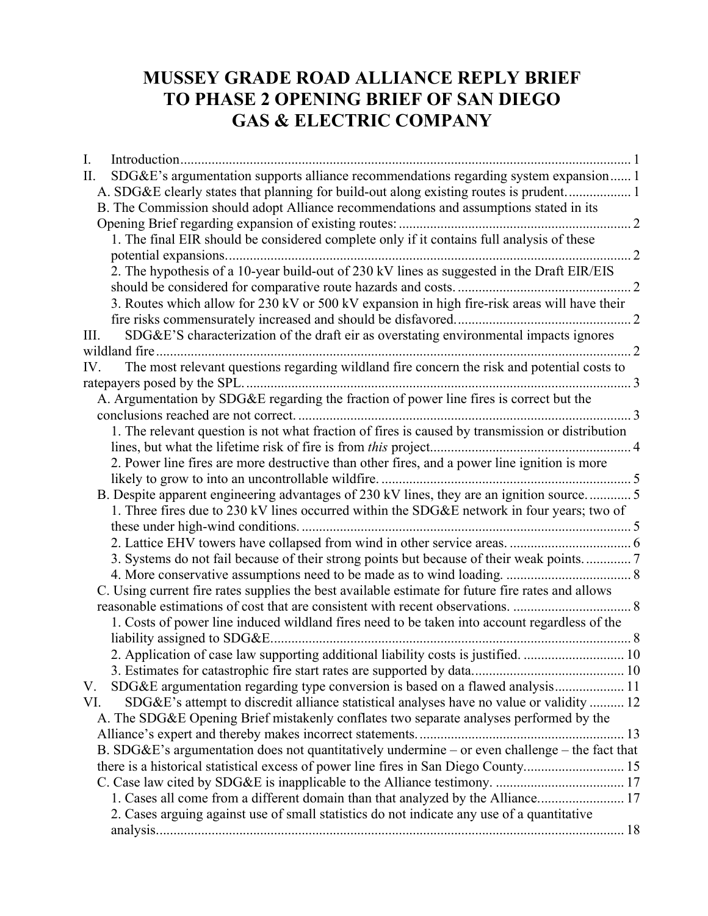# MUSSEY GRADE ROAD ALLIANCE REPLY BRIEF TO PHASE 2 OPENING BRIEF OF SAN DIEGO GAS & ELECTRIC COMPANY

I. Introduction .......... 1

II. SDG&E's argumentation supports alliance recommendations regarding system expansion .......... 1

- A. SDG&E clearly states that planning for build-out along existing routes is prudent. .......... 1
- B. The Commission should adopt Alliance recommendations and assumptions stated in its Opening Brief regarding expansion of existing routes: .......... 2
  - 1. The final EIR should be considered complete only if it contains full analysis of these potential expansions. .......... 2
  - 2. The hypothesis of a 10-year build-out of 230 kV lines as suggested in the Draft EIR/EIS should be considered for comparative route hazards and costs. .......... 2
  - 3. Routes which allow for 230 kV or 500 kV expansion in high fire-risk areas will have their fire risks commensurately increased and should be disfavored. .......... 2

III. SDG&E'S characterization of the draft eir as overstating environmental impacts ignores wildland fire .......... 2

IV. The most relevant questions regarding wildland fire concern the risk and potential costs to ratepayers posed by the SPL. .......... 3

- A. Argumentation by SDG&E regarding the fraction of power line fires is correct but the conclusions reached are not correct. .......... 3
  - 1. The relevant question is not what fraction of fires is caused by transmission or distribution lines, but what the lifetime risk of fire is from *this* project. .......... 4
  - 2. Power line fires are more destructive than other fires, and a power line ignition is more likely to grow to into an uncontrollable wildfire. .......... 5
- B. Despite apparent engineering advantages of 230 kV lines, they are an ignition source. .......... 5
  - 1. Three fires due to 230 kV lines occurred within the SDG&E network in four years; two of these under high-wind conditions. .......... 5
  - 2. Lattice EHV towers have collapsed from wind in other service areas. .......... 6
  - 3. Systems do not fail because of their strong points but because of their weak points. .......... 7
  - 4. More conservative assumptions need to be made as to wind loading. .......... 8
- C. Using current fire rates supplies the best available estimate for future fire rates and allows reasonable estimations of cost that are consistent with recent observations. .......... 8
  - 1. Costs of power line induced wildland fires need to be taken into account regardless of the liability assigned to SDG&E. .......... 8
  - 2. Application of case law supporting additional liability costs is justified. .......... 10
  - 3. Estimates for catastrophic fire start rates are supported by data. .......... 10

V. SDG&E argumentation regarding type conversion is based on a flawed analysis .......... 11

VI. SDG&E's attempt to discredit alliance statistical analyses have no value or validity .......... 12

- A. The SDG&E Opening Brief mistakenly conflates two separate analyses performed by the Alliance's expert and thereby makes incorrect statements. .......... 13
- B. SDG&E's argumentation does not quantitatively undermine – or even challenge – the fact that there is a historical statistical excess of power line fires in San Diego County. .......... 15
- C. Case law cited by SDG&E is inapplicable to the Alliance testimony. .......... 17
  - 1. Cases all come from a different domain than that analyzed by the Alliance. .......... 17
  - 2. Cases arguing against use of small statistics do not indicate any use of a quantitative analysis. .......... 18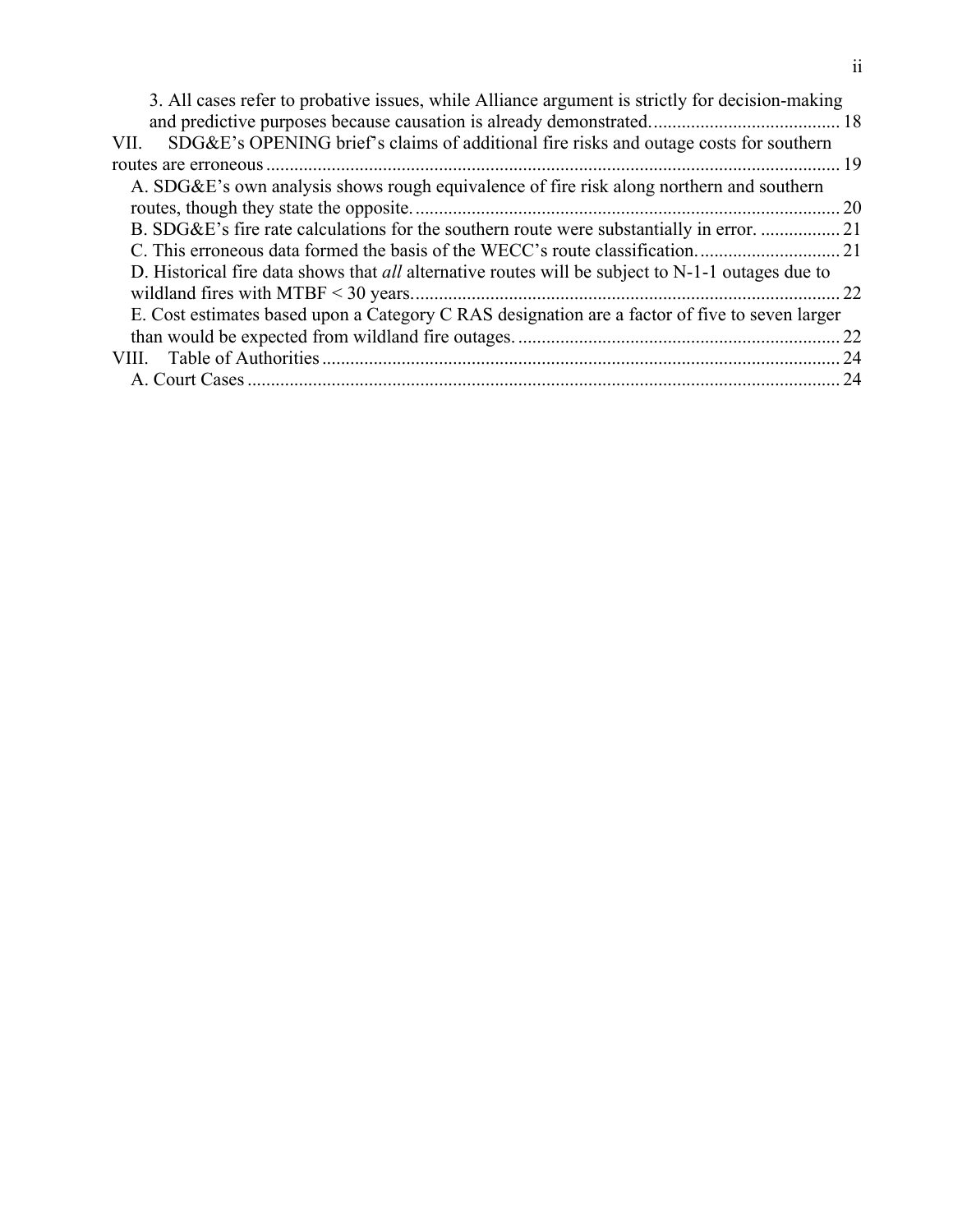3. All cases refer to probative issues, while Alliance argument is strictly for decision-making and predictive purposes because causation is already demonstrated. ........................................ 18

VII. SDG&E's OPENING brief's claims of additional fire risks and outage costs for southern routes are erroneous ........................................................................................................................... 19

A. SDG&E's own analysis shows rough equivalence of fire risk along northern and southern routes, though they state the opposite. .......................................................................................... 20

B. SDG&E's fire rate calculations for the southern route were substantially in error. ................. 21

C. This erroneous data formed the basis of the WECC's route classification. .............................. 21

D. Historical fire data shows that *all* alternative routes will be subject to N-1-1 outages due to wildland fires with MTBF < 30 years. .......................................................................................... 22

E. Cost estimates based upon a Category C RAS designation are a factor of five to seven larger than would be expected from wildland fire outages. ..................................................................... 22

VIII. Table of Authorities .............................................................................................................. 24

A. Court Cases .............................................................................................................................. 24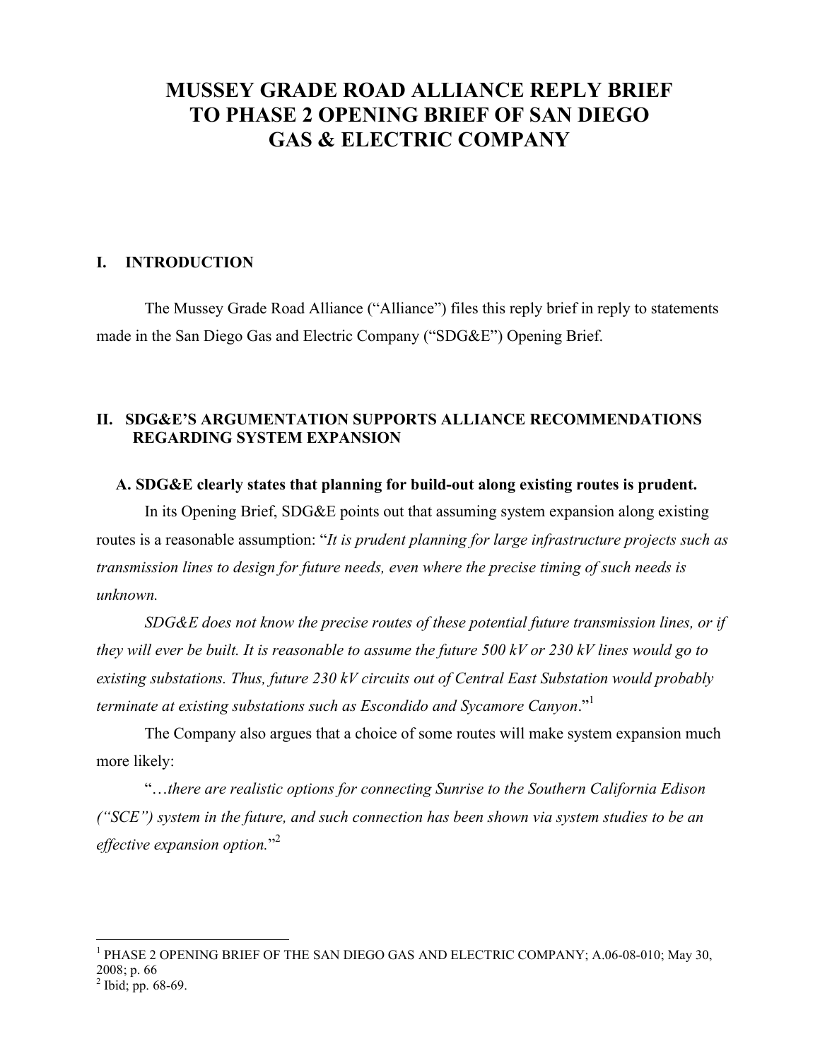# MUSSEY GRADE ROAD ALLIANCE REPLY BRIEF TO PHASE 2 OPENING BRIEF OF SAN DIEGO GAS & ELECTRIC COMPANY

## I. INTRODUCTION

The Mussey Grade Road Alliance ("Alliance") files this reply brief in reply to statements made in the San Diego Gas and Electric Company ("SDG&E") Opening Brief.

## II. SDG&E'S ARGUMENTATION SUPPORTS ALLIANCE RECOMMENDATIONS REGARDING SYSTEM EXPANSION

### A. SDG&E clearly states that planning for build-out along existing routes is prudent.

In its Opening Brief, SDG&E points out that assuming system expansion along existing routes is a reasonable assumption: "*It is prudent planning for large infrastructure projects such as transmission lines to design for future needs, even where the precise timing of such needs is unknown.*

*SDG&E does not know the precise routes of these potential future transmission lines, or if they will ever be built. It is reasonable to assume the future 500 kV or 230 kV lines would go to existing substations. Thus, future 230 kV circuits out of Central East Substation would probably terminate at existing substations such as Escondido and Sycamore Canyon*."[1]

The Company also argues that a choice of some routes will make system expansion much more likely:

"*…there are realistic options for connecting Sunrise to the Southern California Edison ("SCE") system in the future, and such connection has been shown via system studies to be an effective expansion option.*"[2]

---

[1] PHASE 2 OPENING BRIEF OF THE SAN DIEGO GAS AND ELECTRIC COMPANY; A.06-08-010; May 30, 2008; p. 66

[2] Ibid; pp. 68-69.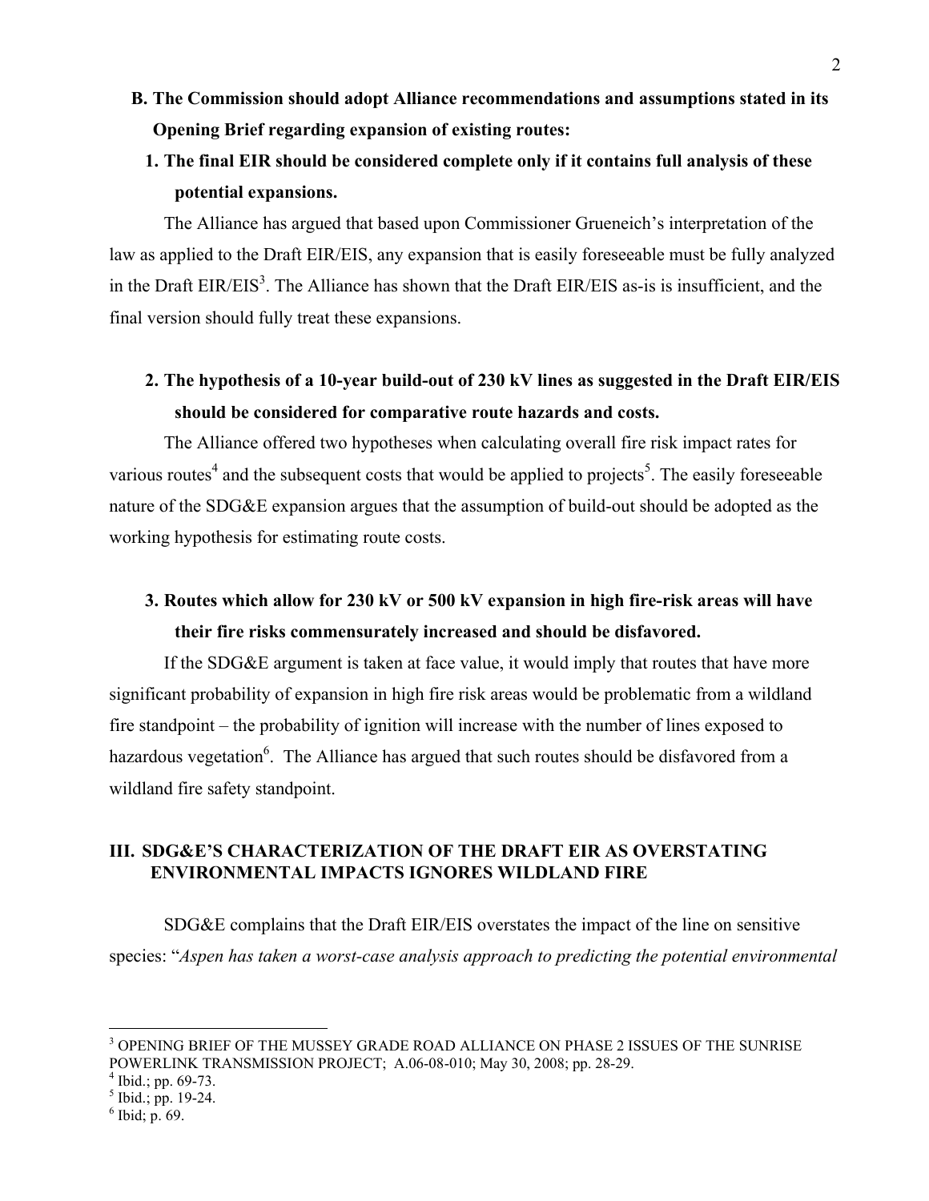### B. The Commission should adopt Alliance recommendations and assumptions stated in its Opening Brief regarding expansion of existing routes:

#### 1. The final EIR should be considered complete only if it contains full analysis of these potential expansions.

The Alliance has argued that based upon Commissioner Grueneich's interpretation of the law as applied to the Draft EIR/EIS, any expansion that is easily foreseeable must be fully analyzed in the Draft EIR/EIS[3]. The Alliance has shown that the Draft EIR/EIS as-is is insufficient, and the final version should fully treat these expansions.

#### 2. The hypothesis of a 10-year build-out of 230 kV lines as suggested in the Draft EIR/EIS should be considered for comparative route hazards and costs.

The Alliance offered two hypotheses when calculating overall fire risk impact rates for various routes[4] and the subsequent costs that would be applied to projects[5]. The easily foreseeable nature of the SDG&E expansion argues that the assumption of build-out should be adopted as the working hypothesis for estimating route costs.

#### 3. Routes which allow for 230 kV or 500 kV expansion in high fire-risk areas will have their fire risks commensurately increased and should be disfavored.

If the SDG&E argument is taken at face value, it would imply that routes that have more significant probability of expansion in high fire risk areas would be problematic from a wildland fire standpoint – the probability of ignition will increase with the number of lines exposed to hazardous vegetation[6]. The Alliance has argued that such routes should be disfavored from a wildland fire safety standpoint.

## III. SDG&E'S CHARACTERIZATION OF THE DRAFT EIR AS OVERSTATING ENVIRONMENTAL IMPACTS IGNORES WILDLAND FIRE

SDG&E complains that the Draft EIR/EIS overstates the impact of the line on sensitive species: "*Aspen has taken a worst-case analysis approach to predicting the potential environmental*

---

[3] OPENING BRIEF OF THE MUSSEY GRADE ROAD ALLIANCE ON PHASE 2 ISSUES OF THE SUNRISE POWERLINK TRANSMISSION PROJECT; A.06-08-010; May 30, 2008; pp. 28-29.

[4] Ibid.; pp. 69-73.

[5] Ibid.; pp. 19-24.

[6] Ibid; p. 69.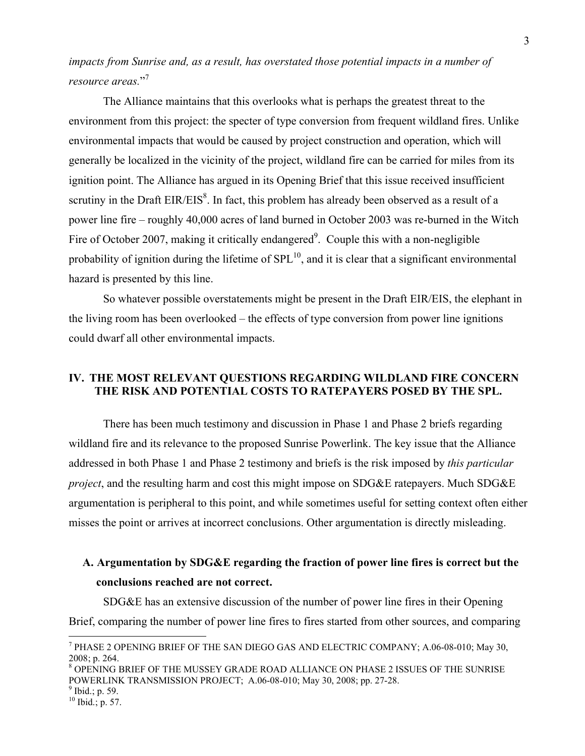*impacts from Sunrise and, as a result, has overstated those potential impacts in a number of resource areas.*"[7]

The Alliance maintains that this overlooks what is perhaps the greatest threat to the environment from this project: the specter of type conversion from frequent wildland fires. Unlike environmental impacts that would be caused by project construction and operation, which will generally be localized in the vicinity of the project, wildland fire can be carried for miles from its ignition point. The Alliance has argued in its Opening Brief that this issue received insufficient scrutiny in the Draft EIR/EIS[8]. In fact, this problem has already been observed as a result of a power line fire – roughly 40,000 acres of land burned in October 2003 was re-burned in the Witch Fire of October 2007, making it critically endangered[9]. Couple this with a non-negligible probability of ignition during the lifetime of SPL[10], and it is clear that a significant environmental hazard is presented by this line.

So whatever possible overstatements might be present in the Draft EIR/EIS, the elephant in the living room has been overlooked – the effects of type conversion from power line ignitions could dwarf all other environmental impacts.

## IV. THE MOST RELEVANT QUESTIONS REGARDING WILDLAND FIRE CONCERN THE RISK AND POTENTIAL COSTS TO RATEPAYERS POSED BY THE SPL.

There has been much testimony and discussion in Phase 1 and Phase 2 briefs regarding wildland fire and its relevance to the proposed Sunrise Powerlink. The key issue that the Alliance addressed in both Phase 1 and Phase 2 testimony and briefs is the risk imposed by *this particular project*, and the resulting harm and cost this might impose on SDG&E ratepayers. Much SDG&E argumentation is peripheral to this point, and while sometimes useful for setting context often either misses the point or arrives at incorrect conclusions. Other argumentation is directly misleading.

### A. Argumentation by SDG&E regarding the fraction of power line fires is correct but the conclusions reached are not correct.

SDG&E has an extensive discussion of the number of power line fires in their Opening Brief, comparing the number of power line fires to fires started from other sources, and comparing

---

[7] PHASE 2 OPENING BRIEF OF THE SAN DIEGO GAS AND ELECTRIC COMPANY; A.06-08-010; May 30, 2008; p. 264.

[8] OPENING BRIEF OF THE MUSSEY GRADE ROAD ALLIANCE ON PHASE 2 ISSUES OF THE SUNRISE POWERLINK TRANSMISSION PROJECT; A.06-08-010; May 30, 2008; pp. 27-28.

[9] Ibid.; p. 59.

[10] Ibid.; p. 57.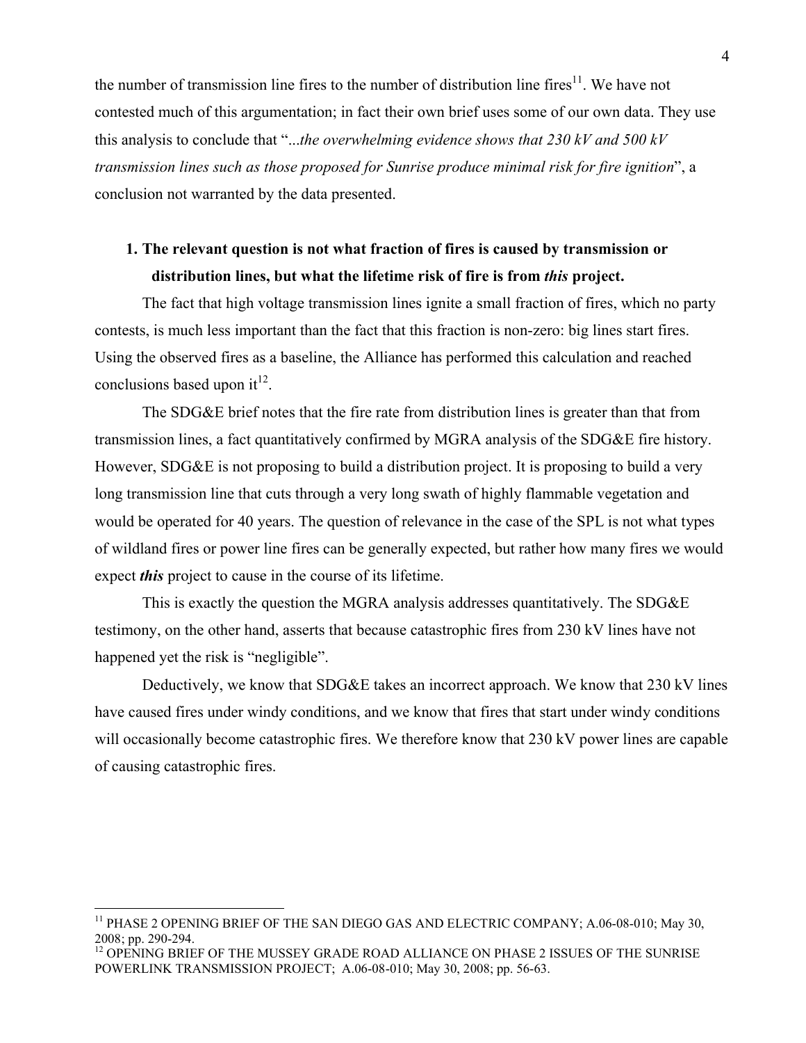the number of transmission line fires to the number of distribution line fires[11]. We have not contested much of this argumentation; in fact their own brief uses some of our own data. They use this analysis to conclude that "...*the overwhelming evidence shows that 230 kV and 500 kV transmission lines such as those proposed for Sunrise produce minimal risk for fire ignition*", a conclusion not warranted by the data presented.

## 1. The relevant question is not what fraction of fires is caused by transmission or distribution lines, but what the lifetime risk of fire is from *this* project.

The fact that high voltage transmission lines ignite a small fraction of fires, which no party contests, is much less important than the fact that this fraction is non-zero: big lines start fires. Using the observed fires as a baseline, the Alliance has performed this calculation and reached conclusions based upon it[12].

The SDG&E brief notes that the fire rate from distribution lines is greater than that from transmission lines, a fact quantitatively confirmed by MGRA analysis of the SDG&E fire history. However, SDG&E is not proposing to build a distribution project. It is proposing to build a very long transmission line that cuts through a very long swath of highly flammable vegetation and would be operated for 40 years. The question of relevance in the case of the SPL is not what types of wildland fires or power line fires can be generally expected, but rather how many fires we would expect ***this*** project to cause in the course of its lifetime.

This is exactly the question the MGRA analysis addresses quantitatively. The SDG&E testimony, on the other hand, asserts that because catastrophic fires from 230 kV lines have not happened yet the risk is "negligible".

Deductively, we know that SDG&E takes an incorrect approach. We know that 230 kV lines have caused fires under windy conditions, and we know that fires that start under windy conditions will occasionally become catastrophic fires. We therefore know that 230 kV power lines are capable of causing catastrophic fires.

---

[11] PHASE 2 OPENING BRIEF OF THE SAN DIEGO GAS AND ELECTRIC COMPANY; A.06-08-010; May 30, 2008; pp. 290-294.

[12] OPENING BRIEF OF THE MUSSEY GRADE ROAD ALLIANCE ON PHASE 2 ISSUES OF THE SUNRISE POWERLINK TRANSMISSION PROJECT; A.06-08-010; May 30, 2008; pp. 56-63.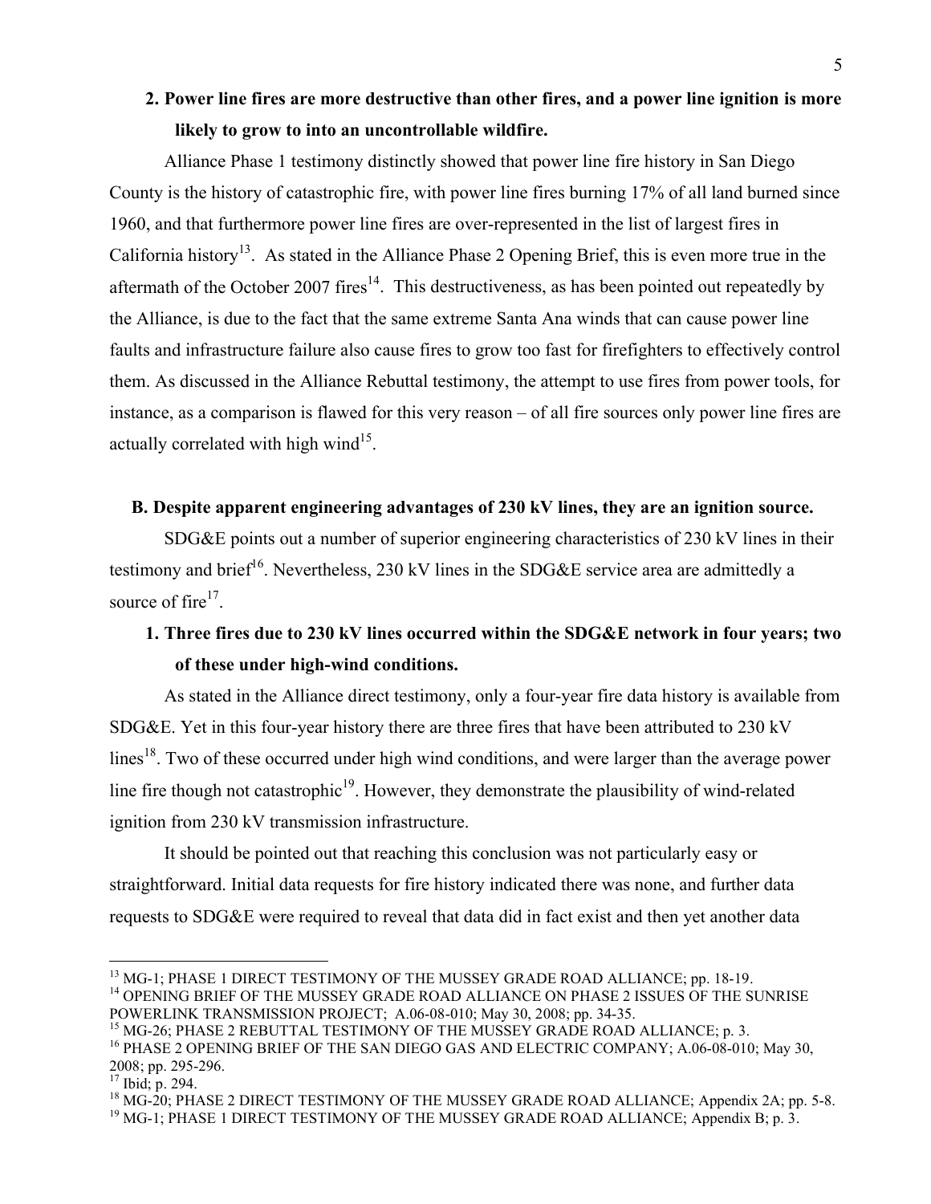### 2. Power line fires are more destructive than other fires, and a power line ignition is more likely to grow to into an uncontrollable wildfire.

Alliance Phase 1 testimony distinctly showed that power line fire history in San Diego County is the history of catastrophic fire, with power line fires burning 17% of all land burned since 1960, and that furthermore power line fires are over-represented in the list of largest fires in California history[13]. As stated in the Alliance Phase 2 Opening Brief, this is even more true in the aftermath of the October 2007 fires[14]. This destructiveness, as has been pointed out repeatedly by the Alliance, is due to the fact that the same extreme Santa Ana winds that can cause power line faults and infrastructure failure also cause fires to grow too fast for firefighters to effectively control them. As discussed in the Alliance Rebuttal testimony, the attempt to use fires from power tools, for instance, as a comparison is flawed for this very reason – of all fire sources only power line fires are actually correlated with high wind[15].

## B. Despite apparent engineering advantages of 230 kV lines, they are an ignition source.

SDG&E points out a number of superior engineering characteristics of 230 kV lines in their testimony and brief[16]. Nevertheless, 230 kV lines in the SDG&E service area are admittedly a source of fire[17].

### 1. Three fires due to 230 kV lines occurred within the SDG&E network in four years; two of these under high-wind conditions.

As stated in the Alliance direct testimony, only a four-year fire data history is available from SDG&E. Yet in this four-year history there are three fires that have been attributed to 230 kV lines[18]. Two of these occurred under high wind conditions, and were larger than the average power line fire though not catastrophic[19]. However, they demonstrate the plausibility of wind-related ignition from 230 kV transmission infrastructure.

It should be pointed out that reaching this conclusion was not particularly easy or straightforward. Initial data requests for fire history indicated there was none, and further data requests to SDG&E were required to reveal that data did in fact exist and then yet another data

---

[13] MG-1; PHASE 1 DIRECT TESTIMONY OF THE MUSSEY GRADE ROAD ALLIANCE; pp. 18-19.

[14] OPENING BRIEF OF THE MUSSEY GRADE ROAD ALLIANCE ON PHASE 2 ISSUES OF THE SUNRISE POWERLINK TRANSMISSION PROJECT; A.06-08-010; May 30, 2008; pp. 34-35.

[15] MG-26; PHASE 2 REBUTTAL TESTIMONY OF THE MUSSEY GRADE ROAD ALLIANCE; p. 3.

[16] PHASE 2 OPENING BRIEF OF THE SAN DIEGO GAS AND ELECTRIC COMPANY; A.06-08-010; May 30, 2008; pp. 295-296.

[17] Ibid; p. 294.

[18] MG-20; PHASE 2 DIRECT TESTIMONY OF THE MUSSEY GRADE ROAD ALLIANCE; Appendix 2A; pp. 5-8.

[19] MG-1; PHASE 1 DIRECT TESTIMONY OF THE MUSSEY GRADE ROAD ALLIANCE; Appendix B; p. 3.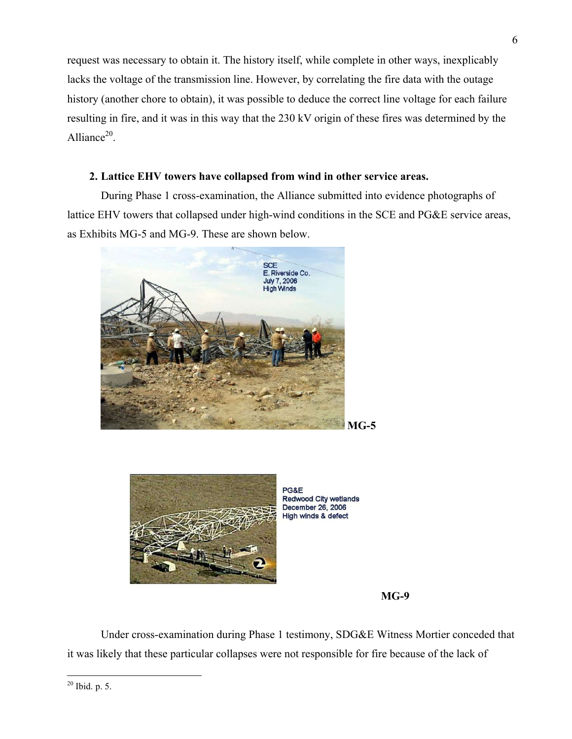request was necessary to obtain it. The history itself, while complete in other ways, inexplicably lacks the voltage of the transmission line. However, by correlating the fire data with the outage history (another chore to obtain), it was possible to deduce the correct line voltage for each failure resulting in fire, and it was in this way that the 230 kV origin of these fires was determined by the Alliance[20].

**2. Lattice EHV towers have collapsed from wind in other service areas.**

During Phase 1 cross-examination, the Alliance submitted into evidence photographs of lattice EHV towers that collapsed under high-wind conditions in the SCE and PG&E service areas, as Exhibits MG-5 and MG-9. These are shown below.

**MG-5**

**MG-9**

Under cross-examination during Phase 1 testimony, SDG&E Witness Mortier conceded that it was likely that these particular collapses were not responsible for fire because of the lack of

[20] Ibid. p. 5.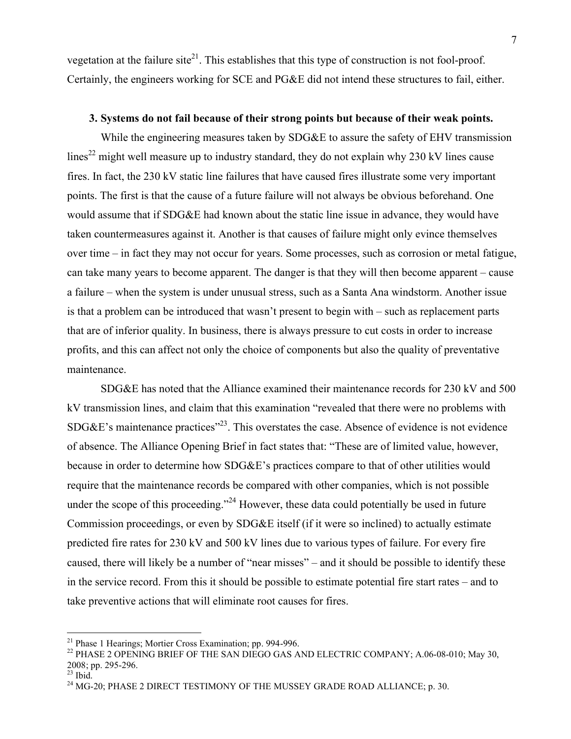vegetation at the failure site[21]. This establishes that this type of construction is not fool-proof. Certainly, the engineers working for SCE and PG&E did not intend these structures to fail, either.

**3. Systems do not fail because of their strong points but because of their weak points.**

While the engineering measures taken by SDG&E to assure the safety of EHV transmission lines[22] might well measure up to industry standard, they do not explain why 230 kV lines cause fires. In fact, the 230 kV static line failures that have caused fires illustrate some very important points. The first is that the cause of a future failure will not always be obvious beforehand. One would assume that if SDG&E had known about the static line issue in advance, they would have taken countermeasures against it. Another is that causes of failure might only evince themselves over time – in fact they may not occur for years. Some processes, such as corrosion or metal fatigue, can take many years to become apparent. The danger is that they will then become apparent – cause a failure – when the system is under unusual stress, such as a Santa Ana windstorm. Another issue is that a problem can be introduced that wasn't present to begin with – such as replacement parts that are of inferior quality. In business, there is always pressure to cut costs in order to increase profits, and this can affect not only the choice of components but also the quality of preventative maintenance.

SDG&E has noted that the Alliance examined their maintenance records for 230 kV and 500 kV transmission lines, and claim that this examination "revealed that there were no problems with SDG&E's maintenance practices"[23]. This overstates the case. Absence of evidence is not evidence of absence. The Alliance Opening Brief in fact states that: "These are of limited value, however, because in order to determine how SDG&E's practices compare to that of other utilities would require that the maintenance records be compared with other companies, which is not possible under the scope of this proceeding."[24] However, these data could potentially be used in future Commission proceedings, or even by SDG&E itself (if it were so inclined) to actually estimate predicted fire rates for 230 kV and 500 kV lines due to various types of failure. For every fire caused, there will likely be a number of "near misses" – and it should be possible to identify these in the service record. From this it should be possible to estimate potential fire start rates – and to take preventive actions that will eliminate root causes for fires.

---

[21] Phase 1 Hearings; Mortier Cross Examination; pp. 994-996.

[22] PHASE 2 OPENING BRIEF OF THE SAN DIEGO GAS AND ELECTRIC COMPANY; A.06-08-010; May 30, 2008; pp. 295-296.

[23] Ibid.

[24] MG-20; PHASE 2 DIRECT TESTIMONY OF THE MUSSEY GRADE ROAD ALLIANCE; p. 30.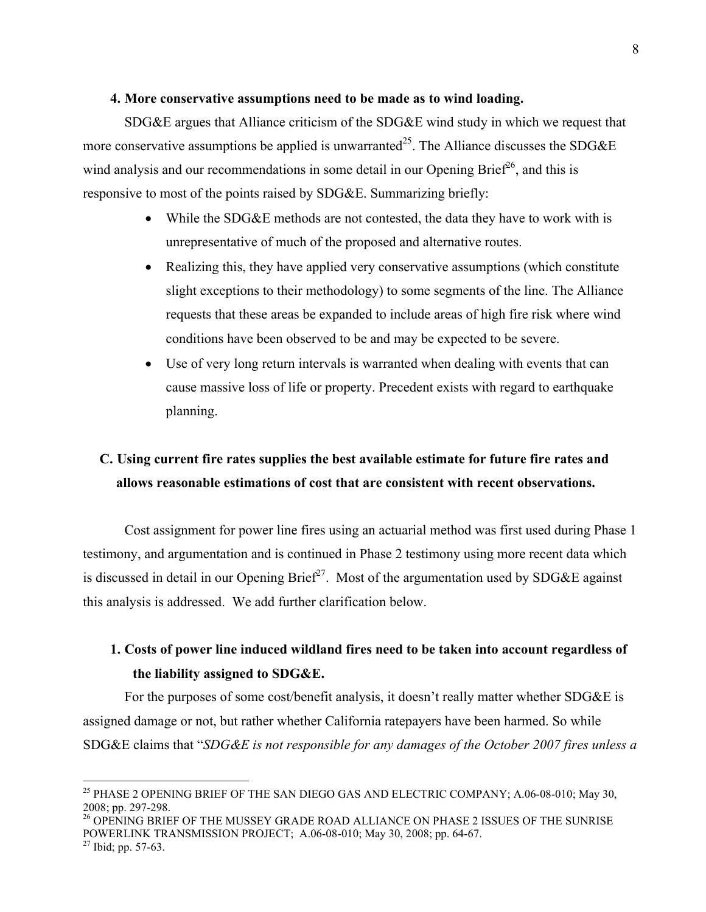### 4. More conservative assumptions need to be made as to wind loading.

SDG&E argues that Alliance criticism of the SDG&E wind study in which we request that more conservative assumptions be applied is unwarranted[25]. The Alliance discusses the SDG&E wind analysis and our recommendations in some detail in our Opening Brief[26], and this is responsive to most of the points raised by SDG&E. Summarizing briefly:

- While the SDG&E methods are not contested, the data they have to work with is unrepresentative of much of the proposed and alternative routes.
- Realizing this, they have applied very conservative assumptions (which constitute slight exceptions to their methodology) to some segments of the line. The Alliance requests that these areas be expanded to include areas of high fire risk where wind conditions have been observed to be and may be expected to be severe.
- Use of very long return intervals is warranted when dealing with events that can cause massive loss of life or property. Precedent exists with regard to earthquake planning.

## C. Using current fire rates supplies the best available estimate for future fire rates and allows reasonable estimations of cost that are consistent with recent observations.

Cost assignment for power line fires using an actuarial method was first used during Phase 1 testimony, and argumentation and is continued in Phase 2 testimony using more recent data which is discussed in detail in our Opening Brief[27]. Most of the argumentation used by SDG&E against this analysis is addressed. We add further clarification below.

### 1. Costs of power line induced wildland fires need to be taken into account regardless of the liability assigned to SDG&E.

For the purposes of some cost/benefit analysis, it doesn't really matter whether SDG&E is assigned damage or not, but rather whether California ratepayers have been harmed. So while SDG&E claims that "*SDG&E is not responsible for any damages of the October 2007 fires unless a*

---

[25] PHASE 2 OPENING BRIEF OF THE SAN DIEGO GAS AND ELECTRIC COMPANY; A.06-08-010; May 30, 2008; pp. 297-298.

[26] OPENING BRIEF OF THE MUSSEY GRADE ROAD ALLIANCE ON PHASE 2 ISSUES OF THE SUNRISE POWERLINK TRANSMISSION PROJECT; A.06-08-010; May 30, 2008; pp. 64-67.

[27] Ibid; pp. 57-63.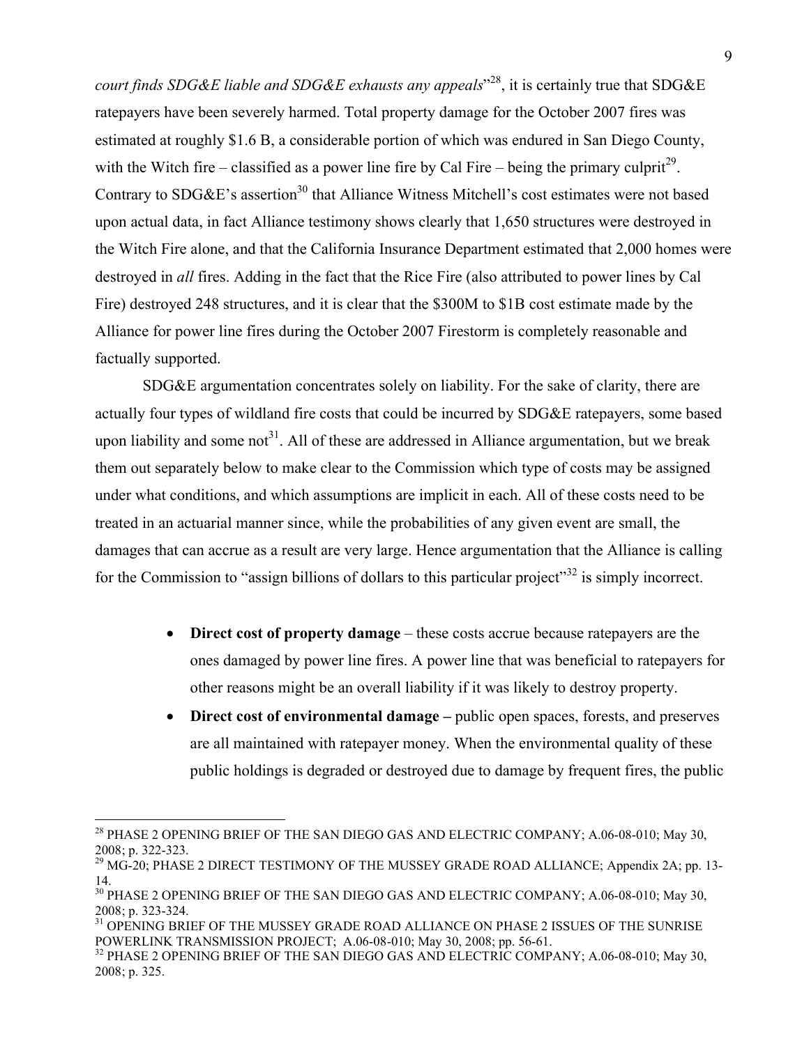*court finds SDG&E liable and SDG&E exhausts any appeals*"[28], it is certainly true that SDG&E ratepayers have been severely harmed. Total property damage for the October 2007 fires was estimated at roughly $1.6 B, a considerable portion of which was endured in San Diego County, with the Witch fire – classified as a power line fire by Cal Fire – being the primary culprit[29]. Contrary to SDG&E's assertion[30] that Alliance Witness Mitchell's cost estimates were not based upon actual data, in fact Alliance testimony shows clearly that 1,650 structures were destroyed in the Witch Fire alone, and that the California Insurance Department estimated that 2,000 homes were destroyed in *all* fires. Adding in the fact that the Rice Fire (also attributed to power lines by Cal Fire) destroyed 248 structures, and it is clear that the $300M to $1B cost estimate made by the Alliance for power line fires during the October 2007 Firestorm is completely reasonable and factually supported.

SDG&E argumentation concentrates solely on liability. For the sake of clarity, there are actually four types of wildland fire costs that could be incurred by SDG&E ratepayers, some based upon liability and some not[31]. All of these are addressed in Alliance argumentation, but we break them out separately below to make clear to the Commission which type of costs may be assigned under what conditions, and which assumptions are implicit in each. All of these costs need to be treated in an actuarial manner since, while the probabilities of any given event are small, the damages that can accrue as a result are very large. Hence argumentation that the Alliance is calling for the Commission to "assign billions of dollars to this particular project"[32] is simply incorrect.

- **Direct cost of property damage** – these costs accrue because ratepayers are the ones damaged by power line fires. A power line that was beneficial to ratepayers for other reasons might be an overall liability if it was likely to destroy property.
- **Direct cost of environmental damage –** public open spaces, forests, and preserves are all maintained with ratepayer money. When the environmental quality of these public holdings is degraded or destroyed due to damage by frequent fires, the public

---

[28] PHASE 2 OPENING BRIEF OF THE SAN DIEGO GAS AND ELECTRIC COMPANY; A.06-08-010; May 30, 2008; p. 322-323.

[29] MG-20; PHASE 2 DIRECT TESTIMONY OF THE MUSSEY GRADE ROAD ALLIANCE; Appendix 2A; pp. 13-14.

[30] PHASE 2 OPENING BRIEF OF THE SAN DIEGO GAS AND ELECTRIC COMPANY; A.06-08-010; May 30, 2008; p. 323-324.

[31] OPENING BRIEF OF THE MUSSEY GRADE ROAD ALLIANCE ON PHASE 2 ISSUES OF THE SUNRISE POWERLINK TRANSMISSION PROJECT; A.06-08-010; May 30, 2008; pp. 56-61.

[32] PHASE 2 OPENING BRIEF OF THE SAN DIEGO GAS AND ELECTRIC COMPANY; A.06-08-010; May 30, 2008; p. 325.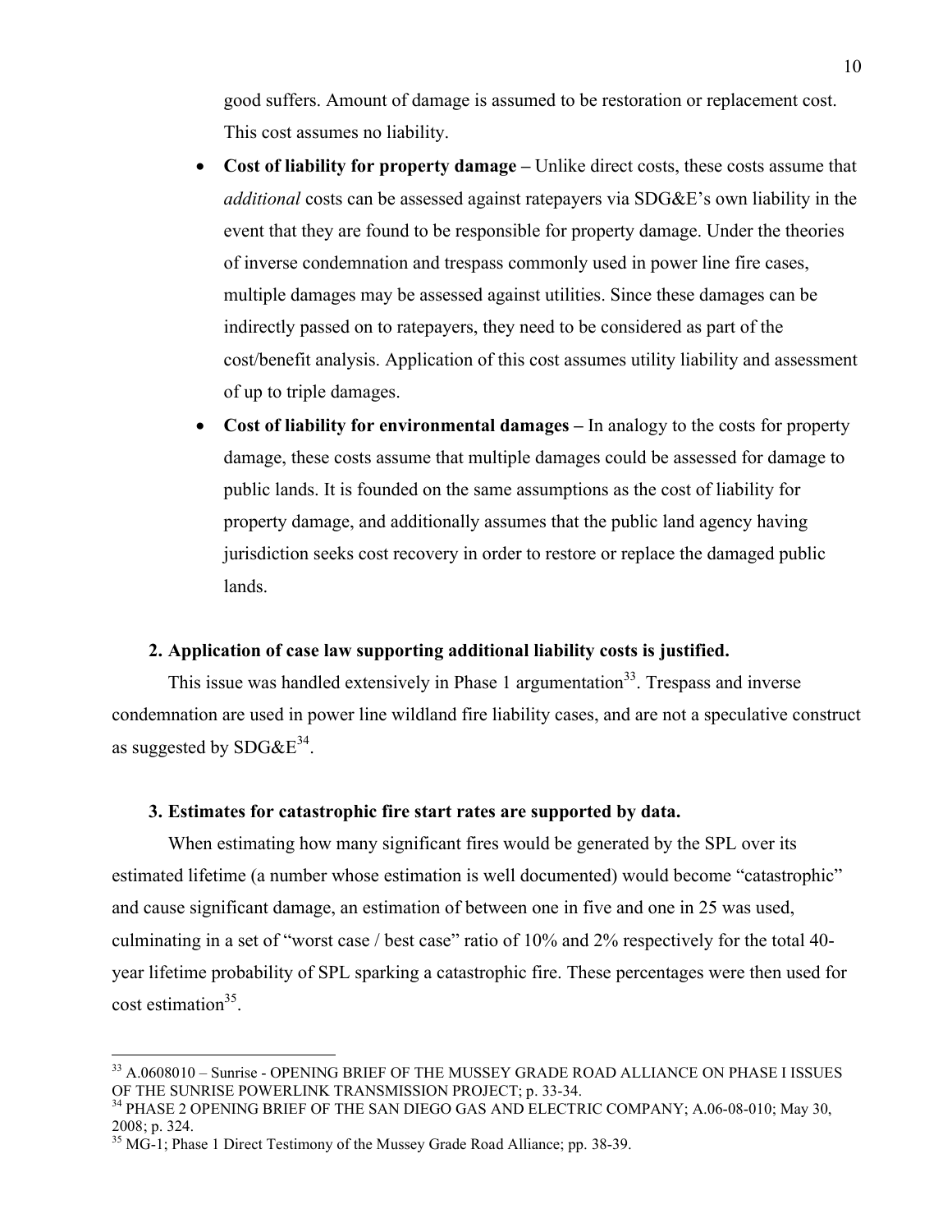good suffers. Amount of damage is assumed to be restoration or replacement cost. This cost assumes no liability.

- **Cost of liability for property damage –** Unlike direct costs, these costs assume that *additional* costs can be assessed against ratepayers via SDG&E's own liability in the event that they are found to be responsible for property damage. Under the theories of inverse condemnation and trespass commonly used in power line fire cases, multiple damages may be assessed against utilities. Since these damages can be indirectly passed on to ratepayers, they need to be considered as part of the cost/benefit analysis. Application of this cost assumes utility liability and assessment of up to triple damages.
- **Cost of liability for environmental damages –** In analogy to the costs for property damage, these costs assume that multiple damages could be assessed for damage to public lands. It is founded on the same assumptions as the cost of liability for property damage, and additionally assumes that the public land agency having jurisdiction seeks cost recovery in order to restore or replace the damaged public lands.

**2. Application of case law supporting additional liability costs is justified.**

This issue was handled extensively in Phase 1 argumentation[33]. Trespass and inverse condemnation are used in power line wildland fire liability cases, and are not a speculative construct as suggested by SDG&E[34].

**3. Estimates for catastrophic fire start rates are supported by data.**

When estimating how many significant fires would be generated by the SPL over its estimated lifetime (a number whose estimation is well documented) would become "catastrophic" and cause significant damage, an estimation of between one in five and one in 25 was used, culminating in a set of "worst case / best case" ratio of 10% and 2% respectively for the total 40-year lifetime probability of SPL sparking a catastrophic fire. These percentages were then used for cost estimation[35].

---

[33] A.0608010 – Sunrise - OPENING BRIEF OF THE MUSSEY GRADE ROAD ALLIANCE ON PHASE I ISSUES OF THE SUNRISE POWERLINK TRANSMISSION PROJECT; p. 33-34.

[34] PHASE 2 OPENING BRIEF OF THE SAN DIEGO GAS AND ELECTRIC COMPANY; A.06-08-010; May 30, 2008; p. 324.

[35] MG-1; Phase 1 Direct Testimony of the Mussey Grade Road Alliance; pp. 38-39.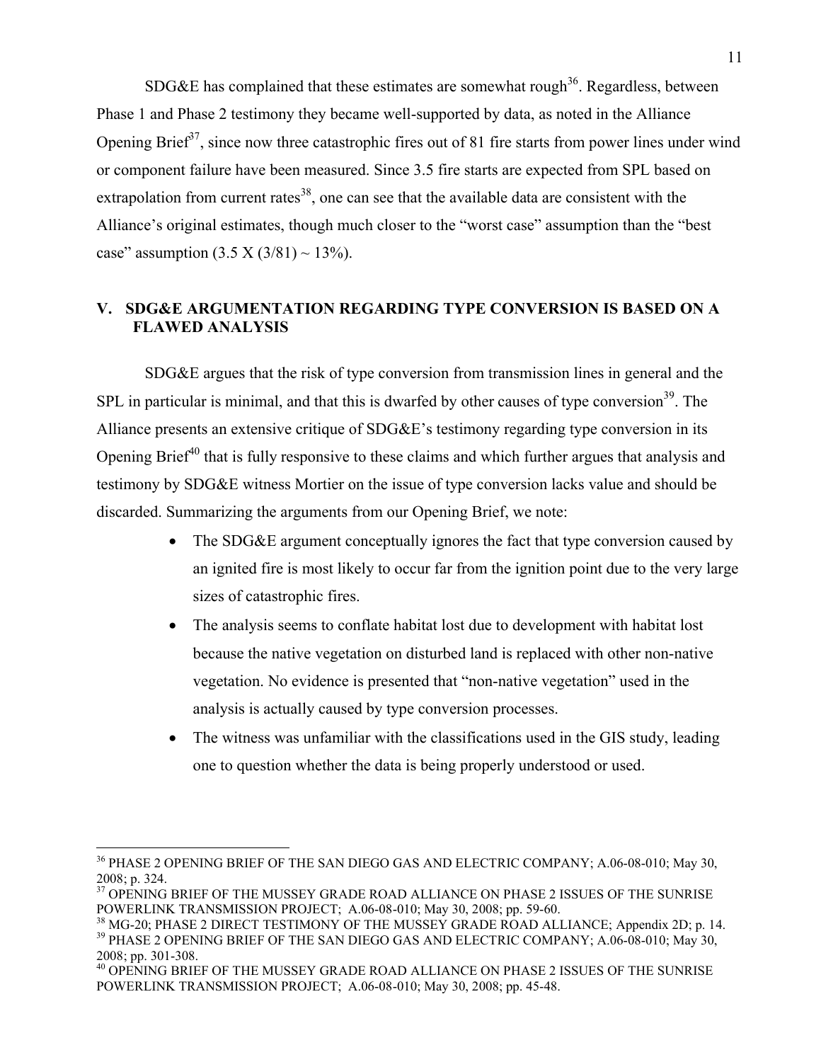SDG&E has complained that these estimates are somewhat rough[36]. Regardless, between Phase 1 and Phase 2 testimony they became well-supported by data, as noted in the Alliance Opening Brief[37], since now three catastrophic fires out of 81 fire starts from power lines under wind or component failure have been measured. Since 3.5 fire starts are expected from SPL based on extrapolation from current rates[38], one can see that the available data are consistent with the Alliance's original estimates, though much closer to the "worst case" assumption than the "best case" assumption (3.5 X (3/81) ~ 13%).

## V. SDG&E ARGUMENTATION REGARDING TYPE CONVERSION IS BASED ON A FLAWED ANALYSIS

SDG&E argues that the risk of type conversion from transmission lines in general and the SPL in particular is minimal, and that this is dwarfed by other causes of type conversion[39]. The Alliance presents an extensive critique of SDG&E's testimony regarding type conversion in its Opening Brief[40] that is fully responsive to these claims and which further argues that analysis and testimony by SDG&E witness Mortier on the issue of type conversion lacks value and should be discarded. Summarizing the arguments from our Opening Brief, we note:

- The SDG&E argument conceptually ignores the fact that type conversion caused by an ignited fire is most likely to occur far from the ignition point due to the very large sizes of catastrophic fires.
- The analysis seems to conflate habitat lost due to development with habitat lost because the native vegetation on disturbed land is replaced with other non-native vegetation. No evidence is presented that "non-native vegetation" used in the analysis is actually caused by type conversion processes.
- The witness was unfamiliar with the classifications used in the GIS study, leading one to question whether the data is being properly understood or used.

---

[36] PHASE 2 OPENING BRIEF OF THE SAN DIEGO GAS AND ELECTRIC COMPANY; A.06-08-010; May 30, 2008; p. 324.

[37] OPENING BRIEF OF THE MUSSEY GRADE ROAD ALLIANCE ON PHASE 2 ISSUES OF THE SUNRISE POWERLINK TRANSMISSION PROJECT; A.06-08-010; May 30, 2008; pp. 59-60.

[38] MG-20; PHASE 2 DIRECT TESTIMONY OF THE MUSSEY GRADE ROAD ALLIANCE; Appendix 2D; p. 14.

[39] PHASE 2 OPENING BRIEF OF THE SAN DIEGO GAS AND ELECTRIC COMPANY; A.06-08-010; May 30, 2008; pp. 301-308.

[40] OPENING BRIEF OF THE MUSSEY GRADE ROAD ALLIANCE ON PHASE 2 ISSUES OF THE SUNRISE POWERLINK TRANSMISSION PROJECT; A.06-08-010; May 30, 2008; pp. 45-48.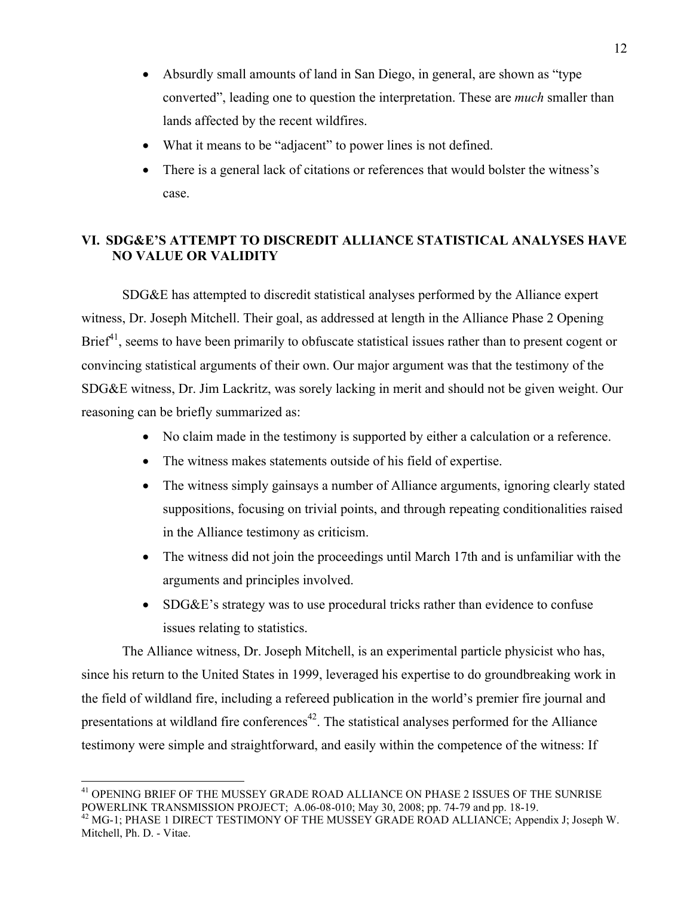- Absurdly small amounts of land in San Diego, in general, are shown as "type converted", leading one to question the interpretation. These are *much* smaller than lands affected by the recent wildfires.
- What it means to be "adjacent" to power lines is not defined.
- There is a general lack of citations or references that would bolster the witness's case.

## VI. SDG&E'S ATTEMPT TO DISCREDIT ALLIANCE STATISTICAL ANALYSES HAVE NO VALUE OR VALIDITY

SDG&E has attempted to discredit statistical analyses performed by the Alliance expert witness, Dr. Joseph Mitchell. Their goal, as addressed at length in the Alliance Phase 2 Opening Brief[41], seems to have been primarily to obfuscate statistical issues rather than to present cogent or convincing statistical arguments of their own. Our major argument was that the testimony of the SDG&E witness, Dr. Jim Lackritz, was sorely lacking in merit and should not be given weight. Our reasoning can be briefly summarized as:

- No claim made in the testimony is supported by either a calculation or a reference.
- The witness makes statements outside of his field of expertise.
- The witness simply gainsays a number of Alliance arguments, ignoring clearly stated suppositions, focusing on trivial points, and through repeating conditionalities raised in the Alliance testimony as criticism.
- The witness did not join the proceedings until March 17th and is unfamiliar with the arguments and principles involved.
- SDG&E's strategy was to use procedural tricks rather than evidence to confuse issues relating to statistics.

The Alliance witness, Dr. Joseph Mitchell, is an experimental particle physicist who has, since his return to the United States in 1999, leveraged his expertise to do groundbreaking work in the field of wildland fire, including a refereed publication in the world's premier fire journal and presentations at wildland fire conferences[42]. The statistical analyses performed for the Alliance testimony were simple and straightforward, and easily within the competence of the witness: If

---

[41] OPENING BRIEF OF THE MUSSEY GRADE ROAD ALLIANCE ON PHASE 2 ISSUES OF THE SUNRISE POWERLINK TRANSMISSION PROJECT; A.06-08-010; May 30, 2008; pp. 74-79 and pp. 18-19.

[42] MG-1; PHASE 1 DIRECT TESTIMONY OF THE MUSSEY GRADE ROAD ALLIANCE; Appendix J; Joseph W. Mitchell, Ph. D. - Vitae.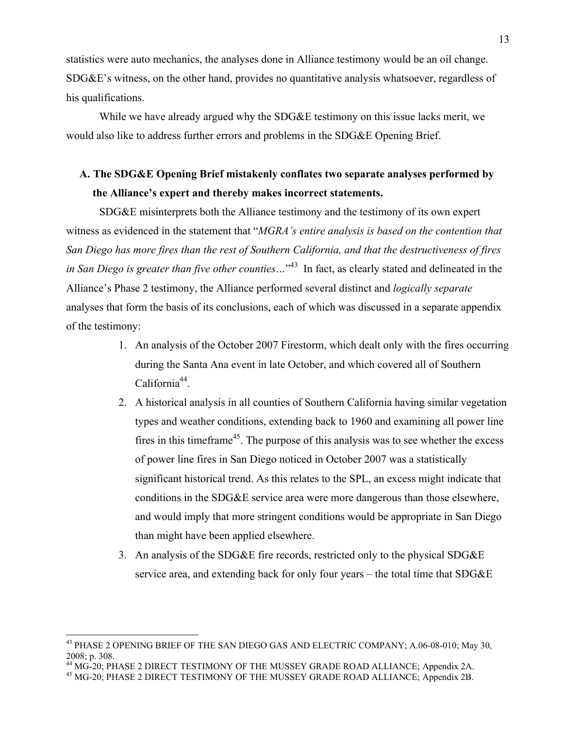statistics were auto mechanics, the analyses done in Alliance testimony would be an oil change. SDG&E's witness, on the other hand, provides no quantitative analysis whatsoever, regardless of his qualifications.

While we have already argued why the SDG&E testimony on this issue lacks merit, we would also like to address further errors and problems in the SDG&E Opening Brief.

## A. The SDG&E Opening Brief mistakenly conflates two separate analyses performed by the Alliance's expert and thereby makes incorrect statements.

SDG&E misinterprets both the Alliance testimony and the testimony of its own expert witness as evidenced in the statement that "*MGRA's entire analysis is based on the contention that San Diego has more fires than the rest of Southern California, and that the destructiveness of fires in San Diego is greater than five other counties…*"[43] In fact, as clearly stated and delineated in the Alliance's Phase 2 testimony, the Alliance performed several distinct and *logically separate* analyses that form the basis of its conclusions, each of which was discussed in a separate appendix of the testimony:

1. An analysis of the October 2007 Firestorm, which dealt only with the fires occurring during the Santa Ana event in late October, and which covered all of Southern California[44].
2. A historical analysis in all counties of Southern California having similar vegetation types and weather conditions, extending back to 1960 and examining all power line fires in this timeframe[45]. The purpose of this analysis was to see whether the excess of power line fires in San Diego noticed in October 2007 was a statistically significant historical trend. As this relates to the SPL, an excess might indicate that conditions in the SDG&E service area were more dangerous than those elsewhere, and would imply that more stringent conditions would be appropriate in San Diego than might have been applied elsewhere.
3. An analysis of the SDG&E fire records, restricted only to the physical SDG&E service area, and extending back for only four years – the total time that SDG&E

---

[43] PHASE 2 OPENING BRIEF OF THE SAN DIEGO GAS AND ELECTRIC COMPANY; A.06-08-010; May 30, 2008; p. 308.

[44] MG-20; PHASE 2 DIRECT TESTIMONY OF THE MUSSEY GRADE ROAD ALLIANCE; Appendix 2A.

[45] MG-20; PHASE 2 DIRECT TESTIMONY OF THE MUSSEY GRADE ROAD ALLIANCE; Appendix 2B.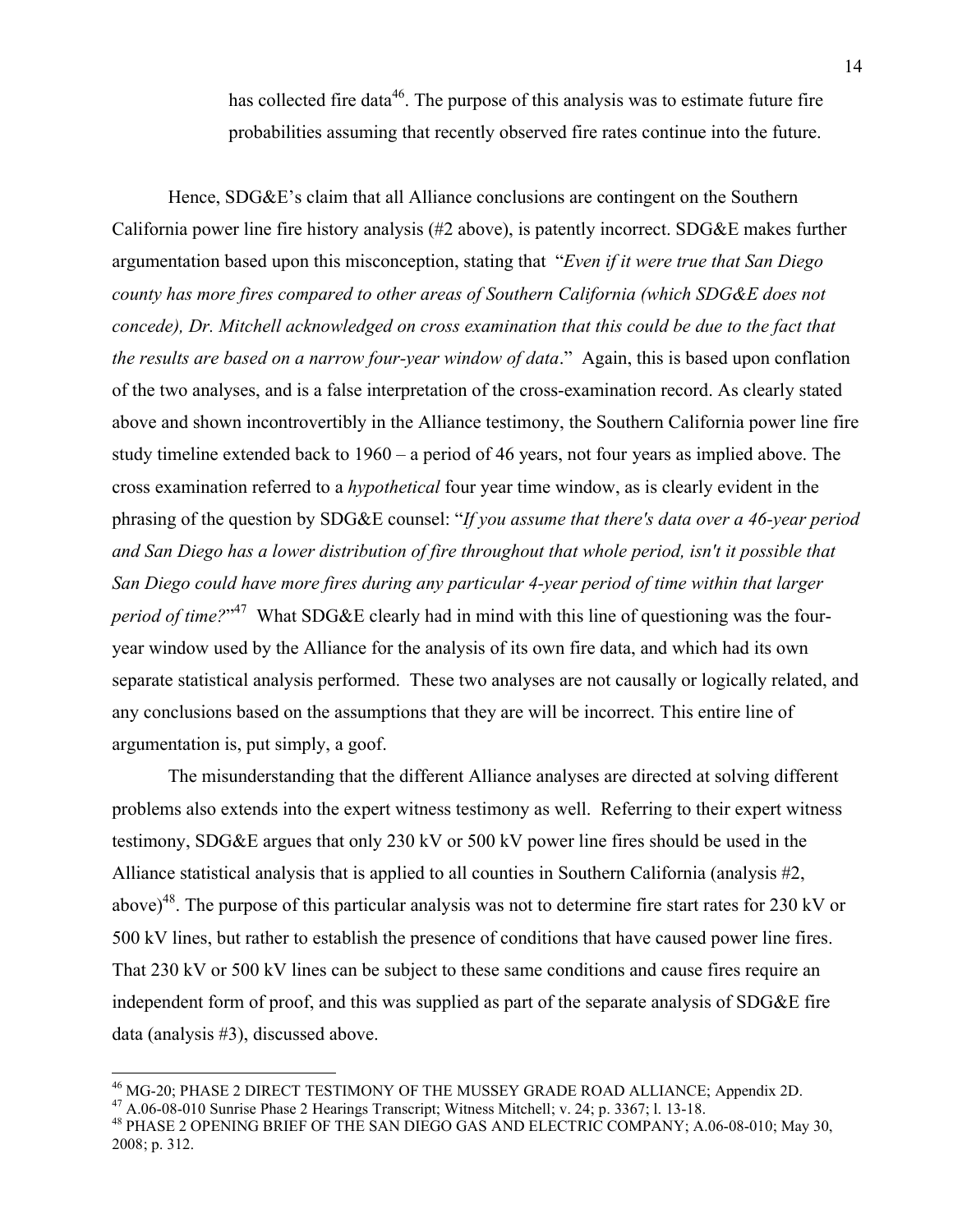has collected fire data[46]. The purpose of this analysis was to estimate future fire probabilities assuming that recently observed fire rates continue into the future.

Hence, SDG&E's claim that all Alliance conclusions are contingent on the Southern California power line fire history analysis (#2 above), is patently incorrect. SDG&E makes further argumentation based upon this misconception, stating that "*Even if it were true that San Diego county has more fires compared to other areas of Southern California (which SDG&E does not concede), Dr. Mitchell acknowledged on cross examination that this could be due to the fact that the results are based on a narrow four-year window of data*." Again, this is based upon conflation of the two analyses, and is a false interpretation of the cross-examination record. As clearly stated above and shown incontrovertibly in the Alliance testimony, the Southern California power line fire study timeline extended back to 1960 – a period of 46 years, not four years as implied above. The cross examination referred to a *hypothetical* four year time window, as is clearly evident in the phrasing of the question by SDG&E counsel: "*If you assume that there's data over a 46-year period and San Diego has a lower distribution of fire throughout that whole period, isn't it possible that San Diego could have more fires during any particular 4-year period of time within that larger period of time?*"[47] What SDG&E clearly had in mind with this line of questioning was the four-year window used by the Alliance for the analysis of its own fire data, and which had its own separate statistical analysis performed. These two analyses are not causally or logically related, and any conclusions based on the assumptions that they are will be incorrect. This entire line of argumentation is, put simply, a goof.

The misunderstanding that the different Alliance analyses are directed at solving different problems also extends into the expert witness testimony as well. Referring to their expert witness testimony, SDG&E argues that only 230 kV or 500 kV power line fires should be used in the Alliance statistical analysis that is applied to all counties in Southern California (analysis #2, above)[48]. The purpose of this particular analysis was not to determine fire start rates for 230 kV or 500 kV lines, but rather to establish the presence of conditions that have caused power line fires. That 230 kV or 500 kV lines can be subject to these same conditions and cause fires require an independent form of proof, and this was supplied as part of the separate analysis of SDG&E fire data (analysis #3), discussed above.

---

[46] MG-20; PHASE 2 DIRECT TESTIMONY OF THE MUSSEY GRADE ROAD ALLIANCE; Appendix 2D.

[47] A.06-08-010 Sunrise Phase 2 Hearings Transcript; Witness Mitchell; v. 24; p. 3367; l. 13-18.

[48] PHASE 2 OPENING BRIEF OF THE SAN DIEGO GAS AND ELECTRIC COMPANY; A.06-08-010; May 30, 2008; p. 312.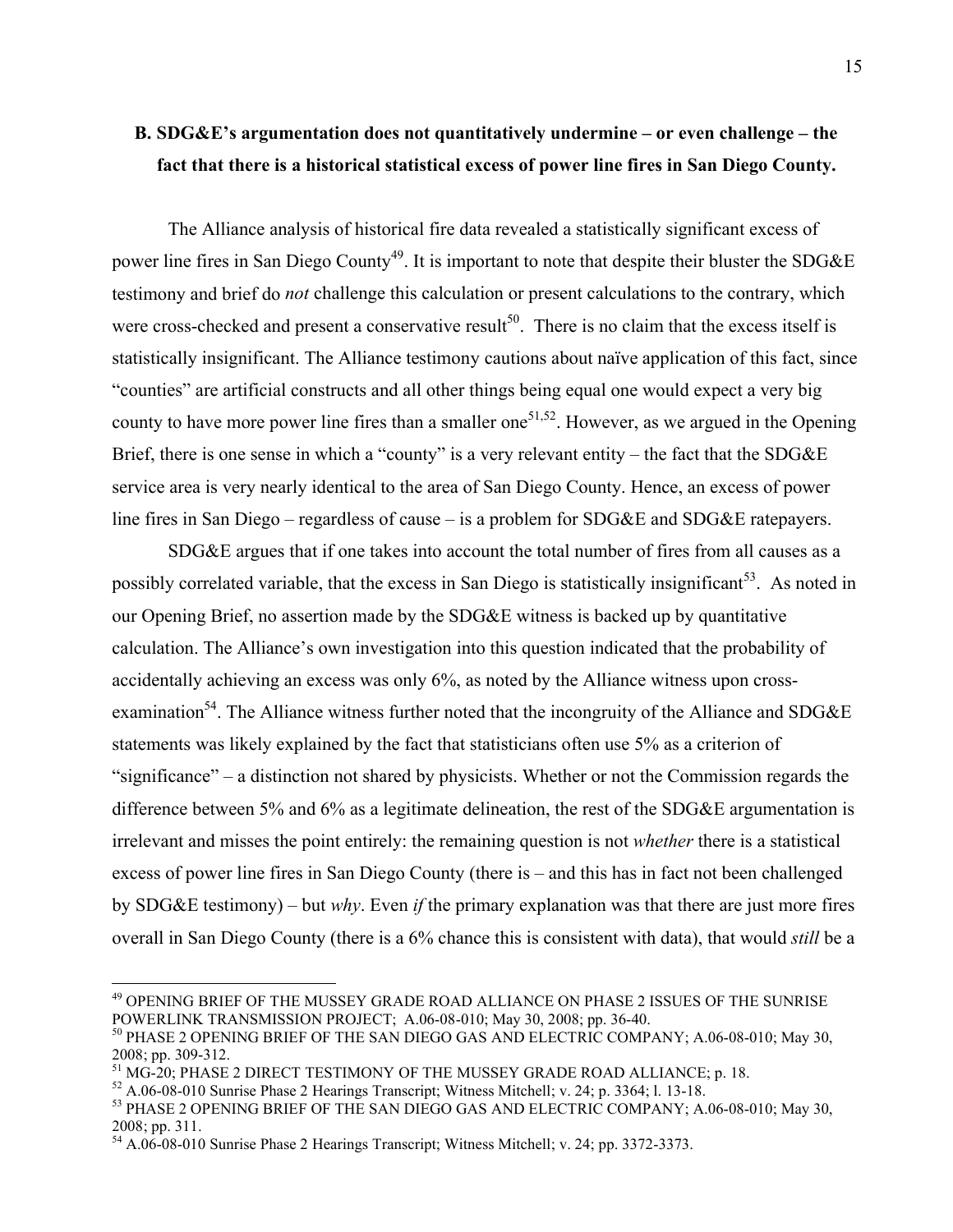### B. SDG&E's argumentation does not quantitatively undermine – or even challenge – the fact that there is a historical statistical excess of power line fires in San Diego County.

The Alliance analysis of historical fire data revealed a statistically significant excess of power line fires in San Diego County[49]. It is important to note that despite their bluster the SDG&E testimony and brief do *not* challenge this calculation or present calculations to the contrary, which were cross-checked and present a conservative result[50]. There is no claim that the excess itself is statistically insignificant. The Alliance testimony cautions about naïve application of this fact, since "counties" are artificial constructs and all other things being equal one would expect a very big county to have more power line fires than a smaller one[51,52]. However, as we argued in the Opening Brief, there is one sense in which a "county" is a very relevant entity – the fact that the SDG&E service area is very nearly identical to the area of San Diego County. Hence, an excess of power line fires in San Diego – regardless of cause – is a problem for SDG&E and SDG&E ratepayers.

SDG&E argues that if one takes into account the total number of fires from all causes as a possibly correlated variable, that the excess in San Diego is statistically insignificant[53]. As noted in our Opening Brief, no assertion made by the SDG&E witness is backed up by quantitative calculation. The Alliance's own investigation into this question indicated that the probability of accidentally achieving an excess was only 6%, as noted by the Alliance witness upon cross-examination[54]. The Alliance witness further noted that the incongruity of the Alliance and SDG&E statements was likely explained by the fact that statisticians often use 5% as a criterion of "significance" – a distinction not shared by physicists. Whether or not the Commission regards the difference between 5% and 6% as a legitimate delineation, the rest of the SDG&E argumentation is irrelevant and misses the point entirely: the remaining question is not *whether* there is a statistical excess of power line fires in San Diego County (there is – and this has in fact not been challenged by SDG&E testimony) – but *why*. Even *if* the primary explanation was that there are just more fires overall in San Diego County (there is a 6% chance this is consistent with data), that would *still* be a

---

[49] OPENING BRIEF OF THE MUSSEY GRADE ROAD ALLIANCE ON PHASE 2 ISSUES OF THE SUNRISE POWERLINK TRANSMISSION PROJECT; A.06-08-010; May 30, 2008; pp. 36-40.

[50] PHASE 2 OPENING BRIEF OF THE SAN DIEGO GAS AND ELECTRIC COMPANY; A.06-08-010; May 30, 2008; pp. 309-312.

[51] MG-20; PHASE 2 DIRECT TESTIMONY OF THE MUSSEY GRADE ROAD ALLIANCE; p. 18.

[52] A.06-08-010 Sunrise Phase 2 Hearings Transcript; Witness Mitchell; v. 24; p. 3364; l. 13-18.

[53] PHASE 2 OPENING BRIEF OF THE SAN DIEGO GAS AND ELECTRIC COMPANY; A.06-08-010; May 30, 2008; pp. 311.

[54] A.06-08-010 Sunrise Phase 2 Hearings Transcript; Witness Mitchell; v. 24; pp. 3372-3373.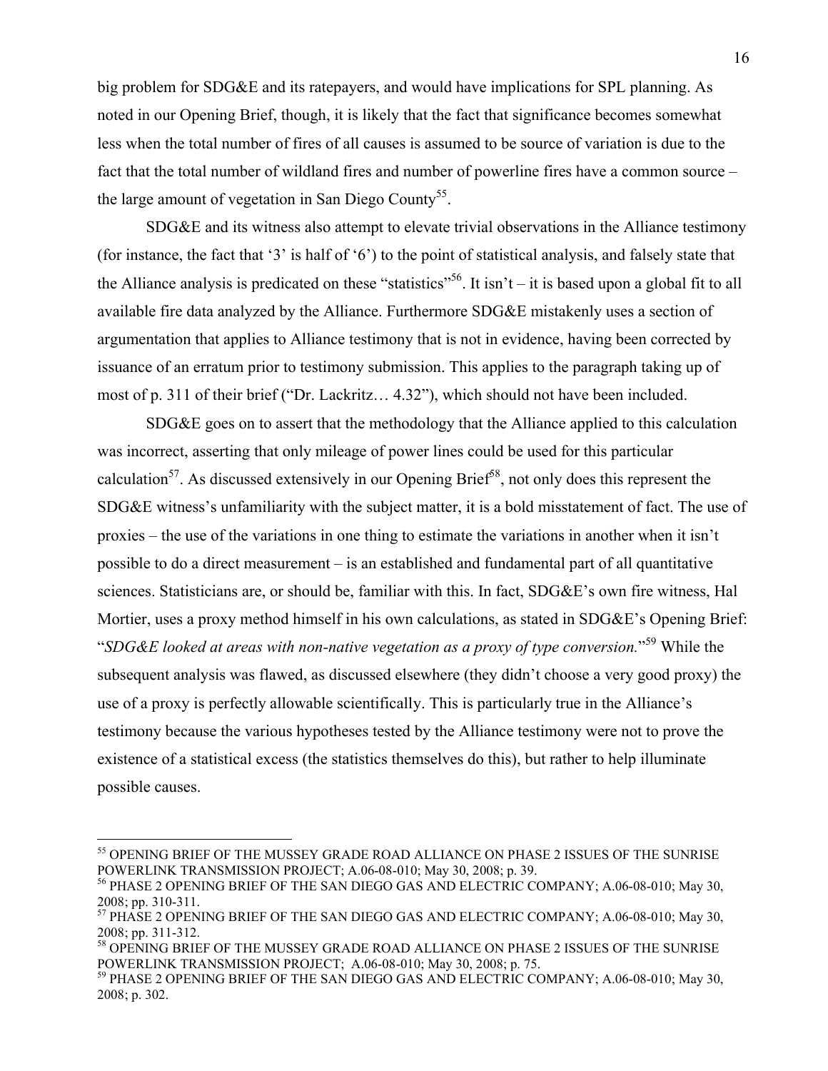big problem for SDG&E and its ratepayers, and would have implications for SPL planning. As noted in our Opening Brief, though, it is likely that the fact that significance becomes somewhat less when the total number of fires of all causes is assumed to be source of variation is due to the fact that the total number of wildland fires and number of powerline fires have a common source – the large amount of vegetation in San Diego County[55].

SDG&E and its witness also attempt to elevate trivial observations in the Alliance testimony (for instance, the fact that '3' is half of '6') to the point of statistical analysis, and falsely state that the Alliance analysis is predicated on these "statistics"[56]. It isn't – it is based upon a global fit to all available fire data analyzed by the Alliance. Furthermore SDG&E mistakenly uses a section of argumentation that applies to Alliance testimony that is not in evidence, having been corrected by issuance of an erratum prior to testimony submission. This applies to the paragraph taking up of most of p. 311 of their brief ("Dr. Lackritz… 4.32"), which should not have been included.

SDG&E goes on to assert that the methodology that the Alliance applied to this calculation was incorrect, asserting that only mileage of power lines could be used for this particular calculation[57]. As discussed extensively in our Opening Brief[58], not only does this represent the SDG&E witness's unfamiliarity with the subject matter, it is a bold misstatement of fact. The use of proxies – the use of the variations in one thing to estimate the variations in another when it isn't possible to do a direct measurement – is an established and fundamental part of all quantitative sciences. Statisticians are, or should be, familiar with this. In fact, SDG&E's own fire witness, Hal Mortier, uses a proxy method himself in his own calculations, as stated in SDG&E's Opening Brief: "*SDG&E looked at areas with non-native vegetation as a proxy of type conversion.*"[59] While the subsequent analysis was flawed, as discussed elsewhere (they didn't choose a very good proxy) the use of a proxy is perfectly allowable scientifically. This is particularly true in the Alliance's testimony because the various hypotheses tested by the Alliance testimony were not to prove the existence of a statistical excess (the statistics themselves do this), but rather to help illuminate possible causes.

---

[55] OPENING BRIEF OF THE MUSSEY GRADE ROAD ALLIANCE ON PHASE 2 ISSUES OF THE SUNRISE POWERLINK TRANSMISSION PROJECT; A.06-08-010; May 30, 2008; p. 39.

[56] PHASE 2 OPENING BRIEF OF THE SAN DIEGO GAS AND ELECTRIC COMPANY; A.06-08-010; May 30, 2008; pp. 310-311.

[57] PHASE 2 OPENING BRIEF OF THE SAN DIEGO GAS AND ELECTRIC COMPANY; A.06-08-010; May 30, 2008; pp. 311-312.

[58] OPENING BRIEF OF THE MUSSEY GRADE ROAD ALLIANCE ON PHASE 2 ISSUES OF THE SUNRISE POWERLINK TRANSMISSION PROJECT; A.06-08-010; May 30, 2008; p. 75.

[59] PHASE 2 OPENING BRIEF OF THE SAN DIEGO GAS AND ELECTRIC COMPANY; A.06-08-010; May 30, 2008; p. 302.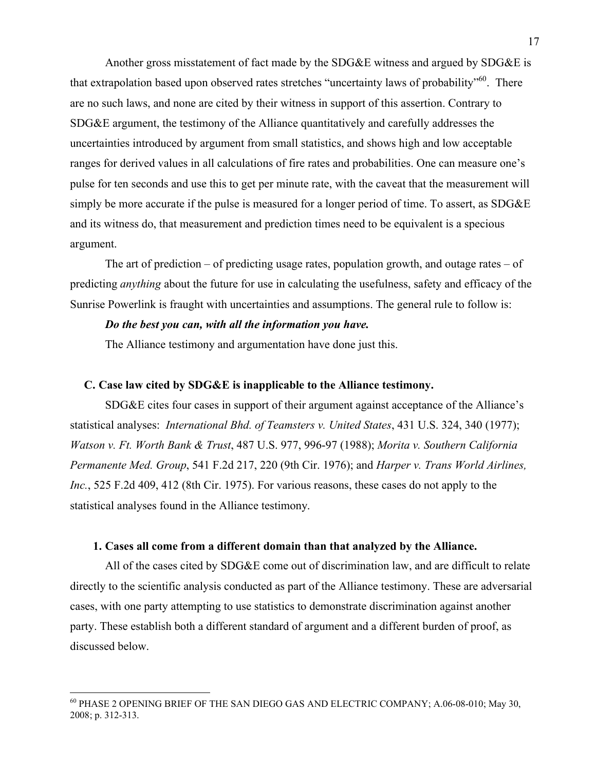Another gross misstatement of fact made by the SDG&E witness and argued by SDG&E is that extrapolation based upon observed rates stretches "uncertainty laws of probability"[60]. There are no such laws, and none are cited by their witness in support of this assertion. Contrary to SDG&E argument, the testimony of the Alliance quantitatively and carefully addresses the uncertainties introduced by argument from small statistics, and shows high and low acceptable ranges for derived values in all calculations of fire rates and probabilities. One can measure one's pulse for ten seconds and use this to get per minute rate, with the caveat that the measurement will simply be more accurate if the pulse is measured for a longer period of time. To assert, as SDG&E and its witness do, that measurement and prediction times need to be equivalent is a specious argument.

The art of prediction – of predicting usage rates, population growth, and outage rates – of predicting *anything* about the future for use in calculating the usefulness, safety and efficacy of the Sunrise Powerlink is fraught with uncertainties and assumptions. The general rule to follow is:

***Do the best you can, with all the information you have.***

The Alliance testimony and argumentation have done just this.

### C. Case law cited by SDG&E is inapplicable to the Alliance testimony.

SDG&E cites four cases in support of their argument against acceptance of the Alliance's statistical analyses: *International Bhd. of Teamsters v. United States*, 431 U.S. 324, 340 (1977); *Watson v. Ft. Worth Bank & Trust*, 487 U.S. 977, 996-97 (1988); *Morita v. Southern California Permanente Med. Group*, 541 F.2d 217, 220 (9th Cir. 1976); and *Harper v. Trans World Airlines, Inc.*, 525 F.2d 409, 412 (8th Cir. 1975). For various reasons, these cases do not apply to the statistical analyses found in the Alliance testimony.

#### 1. Cases all come from a different domain than that analyzed by the Alliance.

All of the cases cited by SDG&E come out of discrimination law, and are difficult to relate directly to the scientific analysis conducted as part of the Alliance testimony. These are adversarial cases, with one party attempting to use statistics to demonstrate discrimination against another party. These establish both a different standard of argument and a different burden of proof, as discussed below.

---

[60] PHASE 2 OPENING BRIEF OF THE SAN DIEGO GAS AND ELECTRIC COMPANY; A.06-08-010; May 30, 2008; p. 312-313.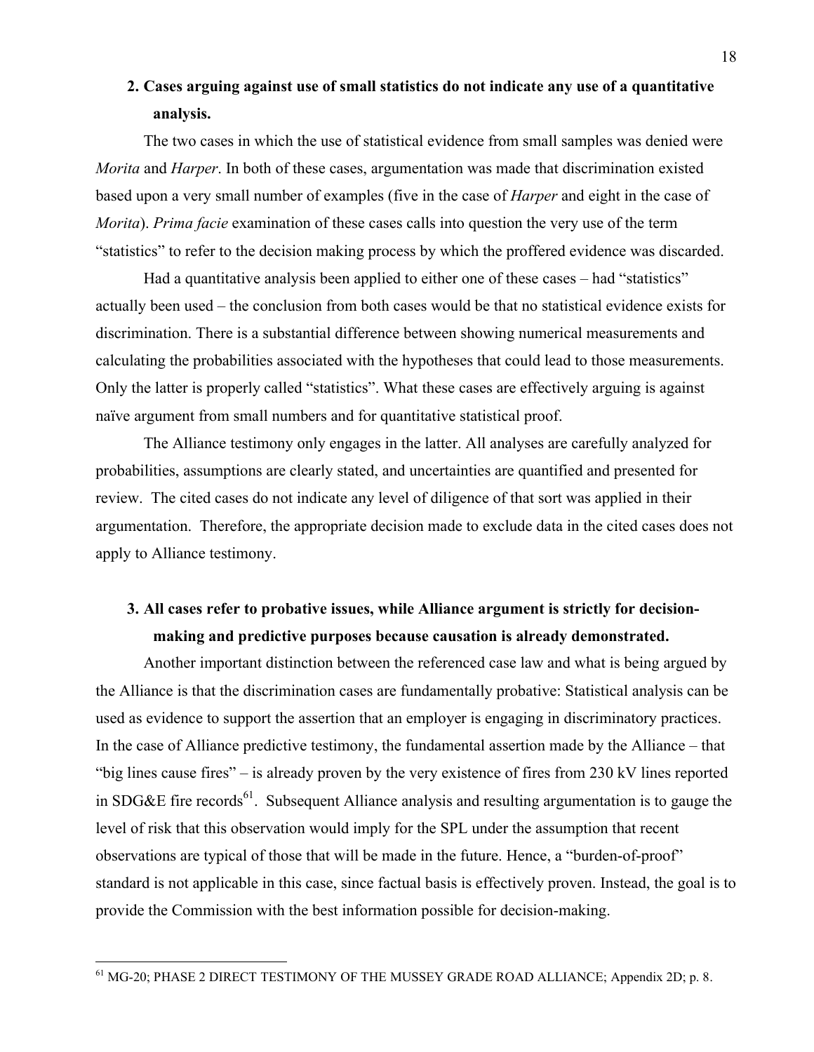**2. Cases arguing against use of small statistics do not indicate any use of a quantitative analysis.**

The two cases in which the use of statistical evidence from small samples was denied were *Morita* and *Harper*. In both of these cases, argumentation was made that discrimination existed based upon a very small number of examples (five in the case of *Harper* and eight in the case of *Morita*). *Prima facie* examination of these cases calls into question the very use of the term "statistics" to refer to the decision making process by which the proffered evidence was discarded.

Had a quantitative analysis been applied to either one of these cases – had "statistics" actually been used – the conclusion from both cases would be that no statistical evidence exists for discrimination. There is a substantial difference between showing numerical measurements and calculating the probabilities associated with the hypotheses that could lead to those measurements. Only the latter is properly called "statistics". What these cases are effectively arguing is against naïve argument from small numbers and for quantitative statistical proof.

The Alliance testimony only engages in the latter. All analyses are carefully analyzed for probabilities, assumptions are clearly stated, and uncertainties are quantified and presented for review. The cited cases do not indicate any level of diligence of that sort was applied in their argumentation. Therefore, the appropriate decision made to exclude data in the cited cases does not apply to Alliance testimony.

**3. All cases refer to probative issues, while Alliance argument is strictly for decision-making and predictive purposes because causation is already demonstrated.**

Another important distinction between the referenced case law and what is being argued by the Alliance is that the discrimination cases are fundamentally probative: Statistical analysis can be used as evidence to support the assertion that an employer is engaging in discriminatory practices. In the case of Alliance predictive testimony, the fundamental assertion made by the Alliance – that "big lines cause fires" – is already proven by the very existence of fires from 230 kV lines reported in SDG&E fire records[61]. Subsequent Alliance analysis and resulting argumentation is to gauge the level of risk that this observation would imply for the SPL under the assumption that recent observations are typical of those that will be made in the future. Hence, a "burden-of-proof" standard is not applicable in this case, since factual basis is effectively proven. Instead, the goal is to provide the Commission with the best information possible for decision-making.

---

[61] MG-20; PHASE 2 DIRECT TESTIMONY OF THE MUSSEY GRADE ROAD ALLIANCE; Appendix 2D; p. 8.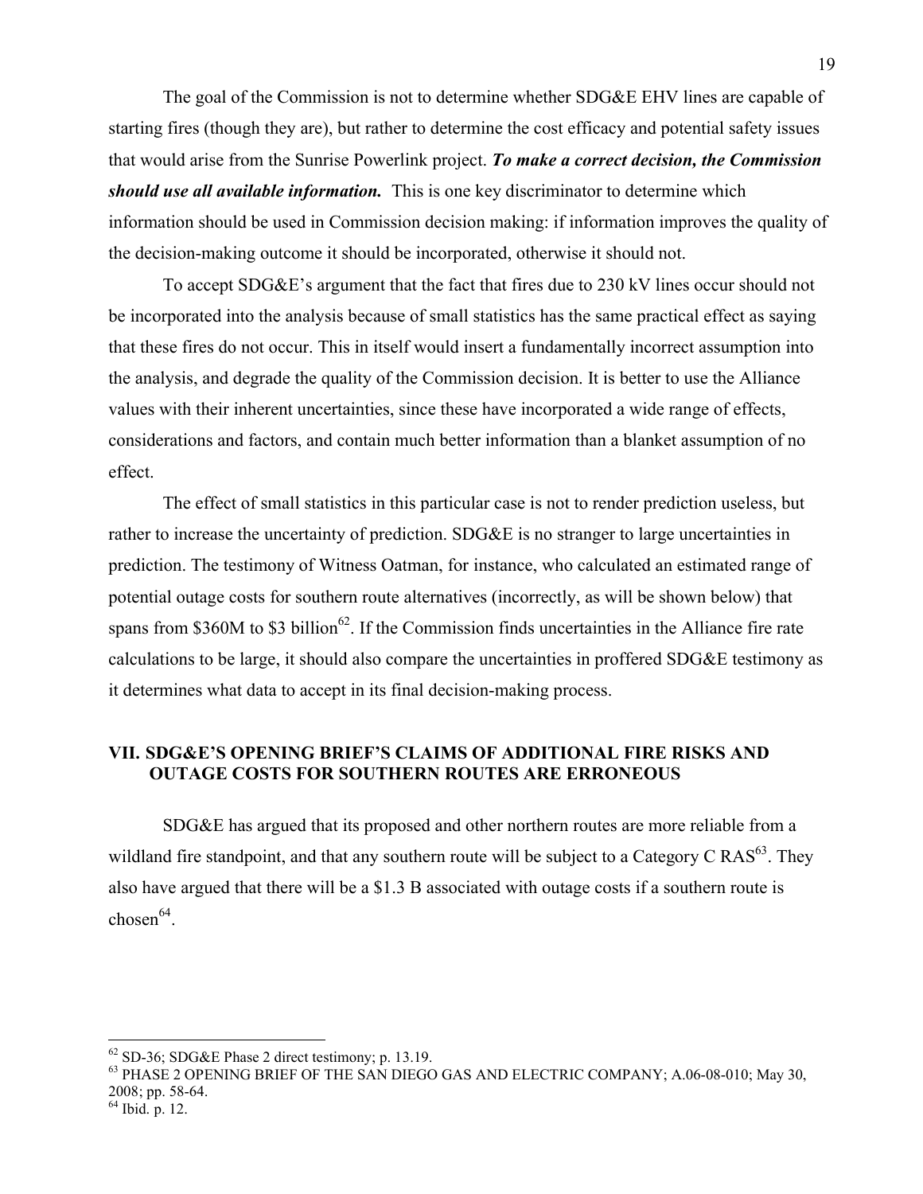The goal of the Commission is not to determine whether SDG&E EHV lines are capable of starting fires (though they are), but rather to determine the cost efficacy and potential safety issues that would arise from the Sunrise Powerlink project. ***To make a correct decision, the Commission should use all available information.*** This is one key discriminator to determine which information should be used in Commission decision making: if information improves the quality of the decision-making outcome it should be incorporated, otherwise it should not.

To accept SDG&E's argument that the fact that fires due to 230 kV lines occur should not be incorporated into the analysis because of small statistics has the same practical effect as saying that these fires do not occur. This in itself would insert a fundamentally incorrect assumption into the analysis, and degrade the quality of the Commission decision. It is better to use the Alliance values with their inherent uncertainties, since these have incorporated a wide range of effects, considerations and factors, and contain much better information than a blanket assumption of no effect.

The effect of small statistics in this particular case is not to render prediction useless, but rather to increase the uncertainty of prediction. SDG&E is no stranger to large uncertainties in prediction. The testimony of Witness Oatman, for instance, who calculated an estimated range of potential outage costs for southern route alternatives (incorrectly, as will be shown below) that spans from $360M to $3 billion[62]. If the Commission finds uncertainties in the Alliance fire rate calculations to be large, it should also compare the uncertainties in proffered SDG&E testimony as it determines what data to accept in its final decision-making process.

## VII. SDG&E'S OPENING BRIEF'S CLAIMS OF ADDITIONAL FIRE RISKS AND OUTAGE COSTS FOR SOUTHERN ROUTES ARE ERRONEOUS

SDG&E has argued that its proposed and other northern routes are more reliable from a wildland fire standpoint, and that any southern route will be subject to a Category C RAS[63]. They also have argued that there will be a $1.3 B associated with outage costs if a southern route is chosen[64].

---

[62] SD-36; SDG&E Phase 2 direct testimony; p. 13.19.

[63] PHASE 2 OPENING BRIEF OF THE SAN DIEGO GAS AND ELECTRIC COMPANY; A.06-08-010; May 30, 2008; pp. 58-64.

[64] Ibid. p. 12.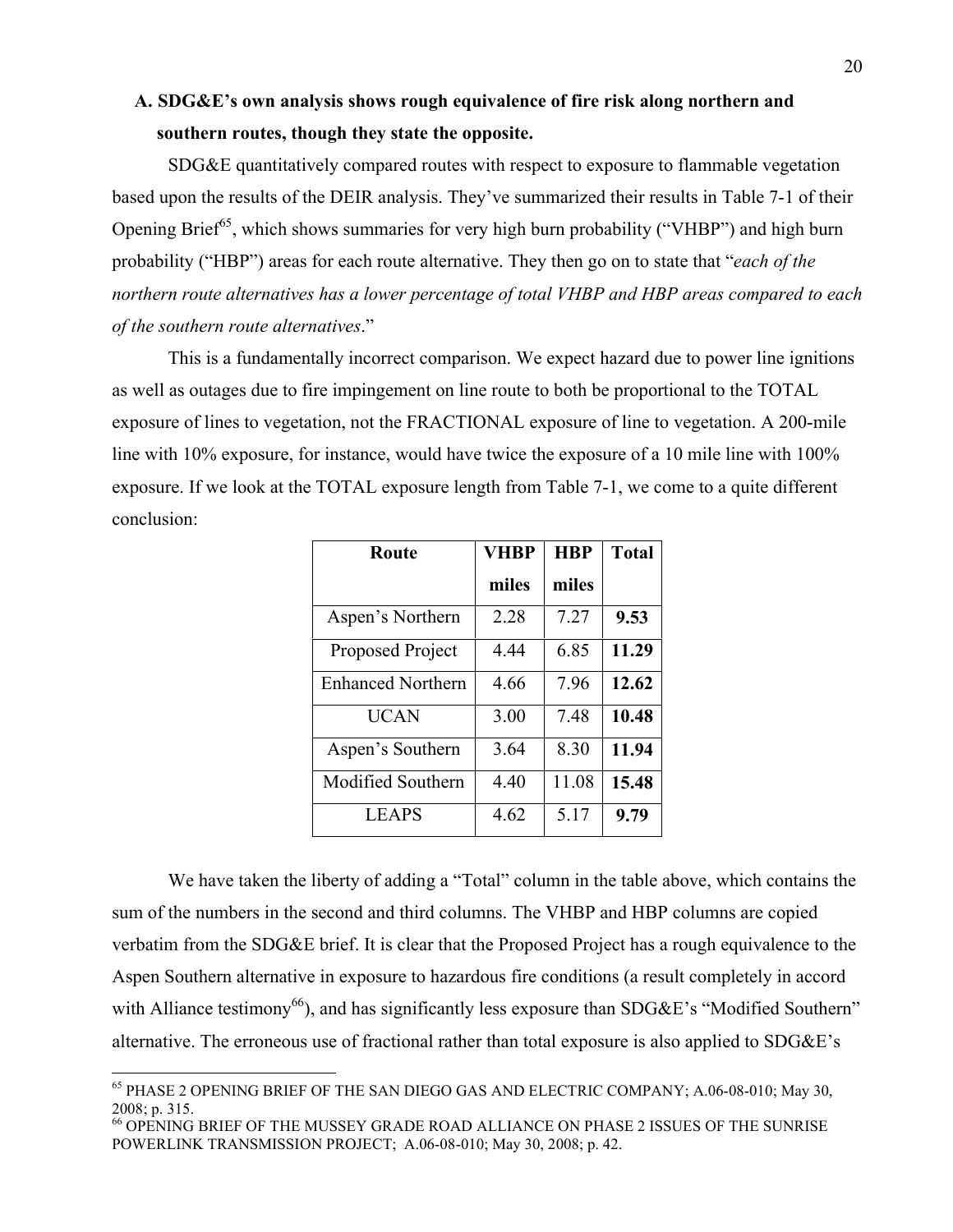### A. SDG&E's own analysis shows rough equivalence of fire risk along northern and southern routes, though they state the opposite.

SDG&E quantitatively compared routes with respect to exposure to flammable vegetation based upon the results of the DEIR analysis. They've summarized their results in Table 7-1 of their Opening Brief[65], which shows summaries for very high burn probability ("VHBP") and high burn probability ("HBP") areas for each route alternative. They then go on to state that "*each of the northern route alternatives has a lower percentage of total VHBP and HBP areas compared to each of the southern route alternatives*."

This is a fundamentally incorrect comparison. We expect hazard due to power line ignitions as well as outages due to fire impingement on line route to both be proportional to the TOTAL exposure of lines to vegetation, not the FRACTIONAL exposure of line to vegetation. A 200-mile line with 10% exposure, for instance, would have twice the exposure of a 10 mile line with 100% exposure. If we look at the TOTAL exposure length from Table 7-1, we come to a quite different conclusion:

| Route | VHBP miles | HBP miles | Total |
|---|---|---|---|
| Aspen's Northern | 2.28 | 7.27 | **9.53** |
| Proposed Project | 4.44 | 6.85 | **11.29** |
| Enhanced Northern | 4.66 | 7.96 | **12.62** |
| UCAN | 3.00 | 7.48 | **10.48** |
| Aspen's Southern | 3.64 | 8.30 | **11.94** |
| Modified Southern | 4.40 | 11.08 | **15.48** |
| LEAPS | 4.62 | 5.17 | **9.79** |

We have taken the liberty of adding a "Total" column in the table above, which contains the sum of the numbers in the second and third columns. The VHBP and HBP columns are copied verbatim from the SDG&E brief. It is clear that the Proposed Project has a rough equivalence to the Aspen Southern alternative in exposure to hazardous fire conditions (a result completely in accord with Alliance testimony[66]), and has significantly less exposure than SDG&E's "Modified Southern" alternative. The erroneous use of fractional rather than total exposure is also applied to SDG&E's

[65] PHASE 2 OPENING BRIEF OF THE SAN DIEGO GAS AND ELECTRIC COMPANY; A.06-08-010; May 30, 2008; p. 315.

[66] OPENING BRIEF OF THE MUSSEY GRADE ROAD ALLIANCE ON PHASE 2 ISSUES OF THE SUNRISE POWERLINK TRANSMISSION PROJECT; A.06-08-010; May 30, 2008; p. 42.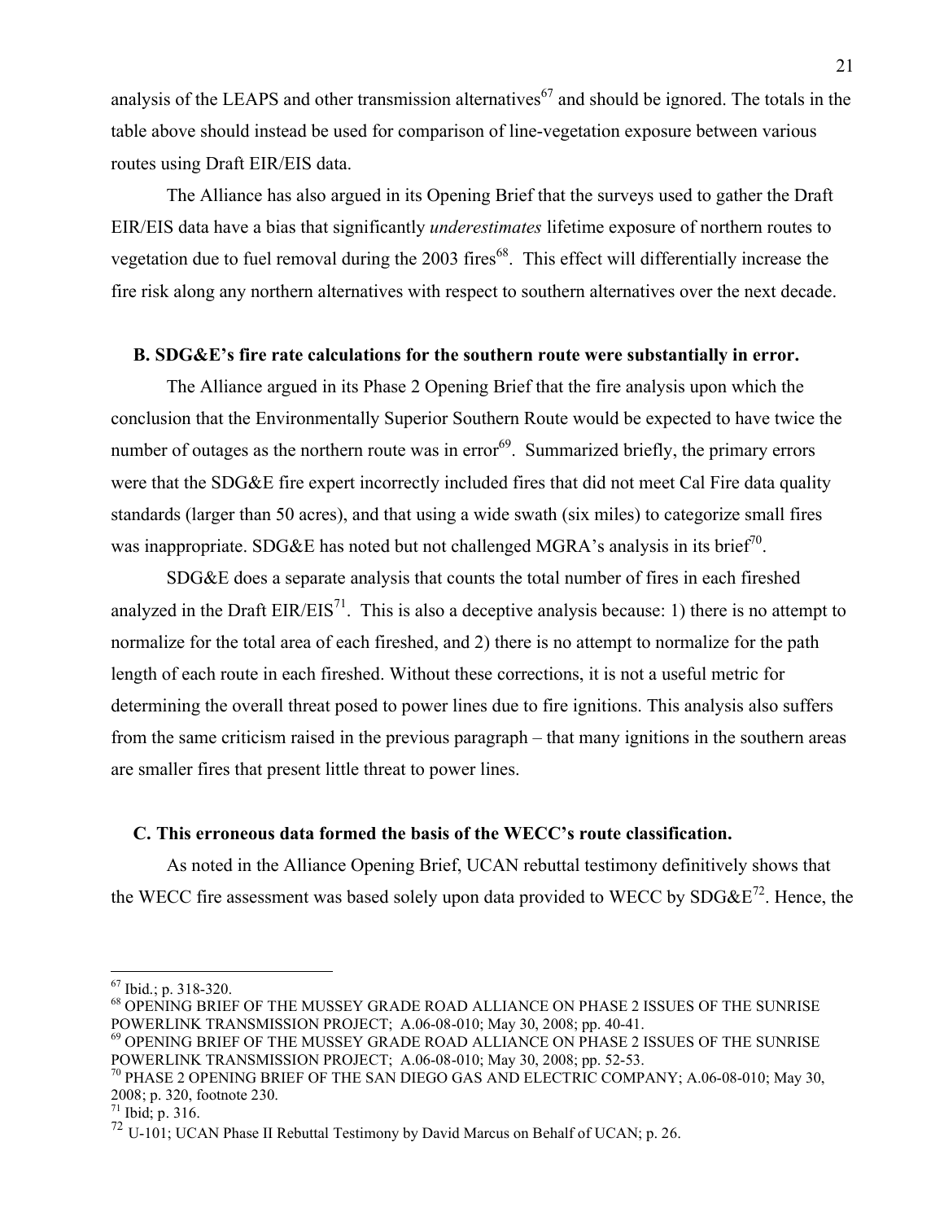analysis of the LEAPS and other transmission alternatives[67] and should be ignored. The totals in the table above should instead be used for comparison of line-vegetation exposure between various routes using Draft EIR/EIS data.

The Alliance has also argued in its Opening Brief that the surveys used to gather the Draft EIR/EIS data have a bias that significantly *underestimates* lifetime exposure of northern routes to vegetation due to fuel removal during the 2003 fires[68]. This effect will differentially increase the fire risk along any northern alternatives with respect to southern alternatives over the next decade.

### B. SDG&E's fire rate calculations for the southern route were substantially in error.

The Alliance argued in its Phase 2 Opening Brief that the fire analysis upon which the conclusion that the Environmentally Superior Southern Route would be expected to have twice the number of outages as the northern route was in error[69]. Summarized briefly, the primary errors were that the SDG&E fire expert incorrectly included fires that did not meet Cal Fire data quality standards (larger than 50 acres), and that using a wide swath (six miles) to categorize small fires was inappropriate. SDG&E has noted but not challenged MGRA's analysis in its brief[70].

SDG&E does a separate analysis that counts the total number of fires in each fireshed analyzed in the Draft EIR/EIS[71]. This is also a deceptive analysis because: 1) there is no attempt to normalize for the total area of each fireshed, and 2) there is no attempt to normalize for the path length of each route in each fireshed. Without these corrections, it is not a useful metric for determining the overall threat posed to power lines due to fire ignitions. This analysis also suffers from the same criticism raised in the previous paragraph – that many ignitions in the southern areas are smaller fires that present little threat to power lines.

### C. This erroneous data formed the basis of the WECC's route classification.

As noted in the Alliance Opening Brief, UCAN rebuttal testimony definitively shows that the WECC fire assessment was based solely upon data provided to WECC by SDG&E[72]. Hence, the

---

[67] Ibid.; p. 318-320.

[68] OPENING BRIEF OF THE MUSSEY GRADE ROAD ALLIANCE ON PHASE 2 ISSUES OF THE SUNRISE POWERLINK TRANSMISSION PROJECT; A.06-08-010; May 30, 2008; pp. 40-41.

[69] OPENING BRIEF OF THE MUSSEY GRADE ROAD ALLIANCE ON PHASE 2 ISSUES OF THE SUNRISE POWERLINK TRANSMISSION PROJECT; A.06-08-010; May 30, 2008; pp. 52-53.

[70] PHASE 2 OPENING BRIEF OF THE SAN DIEGO GAS AND ELECTRIC COMPANY; A.06-08-010; May 30, 2008; p. 320, footnote 230.

[71] Ibid; p. 316.

[72] U-101; UCAN Phase II Rebuttal Testimony by David Marcus on Behalf of UCAN; p. 26.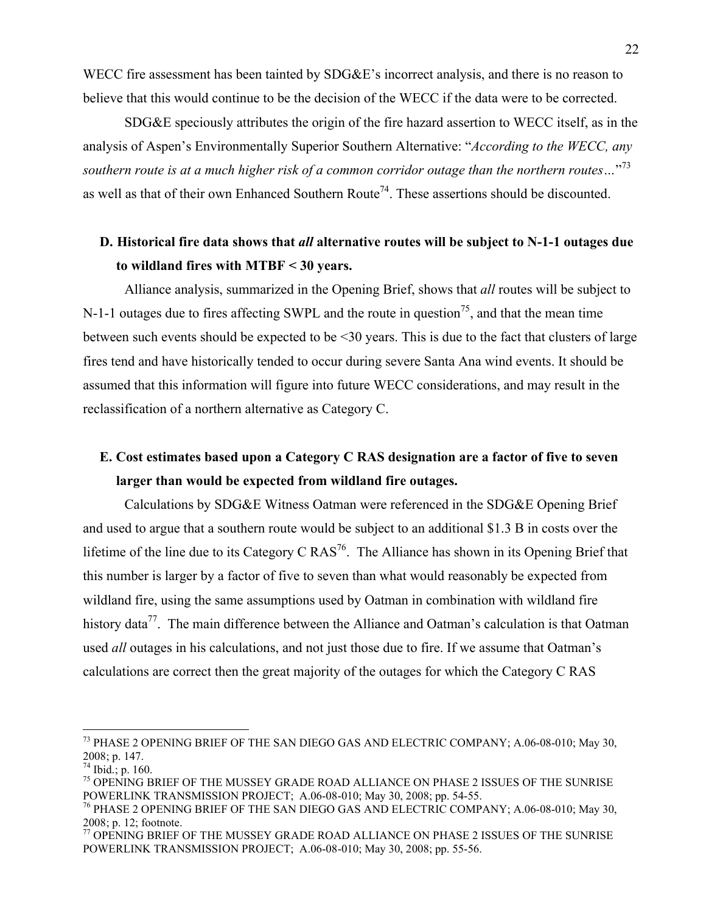WECC fire assessment has been tainted by SDG&E's incorrect analysis, and there is no reason to believe that this would continue to be the decision of the WECC if the data were to be corrected.

SDG&E speciously attributes the origin of the fire hazard assertion to WECC itself, as in the analysis of Aspen's Environmentally Superior Southern Alternative: "*According to the WECC, any southern route is at a much higher risk of a common corridor outage than the northern routes…*"[73] as well as that of their own Enhanced Southern Route[74]. These assertions should be discounted.

## D. Historical fire data shows that *all* alternative routes will be subject to N-1-1 outages due to wildland fires with MTBF < 30 years.

Alliance analysis, summarized in the Opening Brief, shows that *all* routes will be subject to N-1-1 outages due to fires affecting SWPL and the route in question[75], and that the mean time between such events should be expected to be <30 years. This is due to the fact that clusters of large fires tend and have historically tended to occur during severe Santa Ana wind events. It should be assumed that this information will figure into future WECC considerations, and may result in the reclassification of a northern alternative as Category C.

## E. Cost estimates based upon a Category C RAS designation are a factor of five to seven larger than would be expected from wildland fire outages.

Calculations by SDG&E Witness Oatman were referenced in the SDG&E Opening Brief and used to argue that a southern route would be subject to an additional $1.3 B in costs over the lifetime of the line due to its Category C RAS[76]. The Alliance has shown in its Opening Brief that this number is larger by a factor of five to seven than what would reasonably be expected from wildland fire, using the same assumptions used by Oatman in combination with wildland fire history data[77]. The main difference between the Alliance and Oatman's calculation is that Oatman used *all* outages in his calculations, and not just those due to fire. If we assume that Oatman's calculations are correct then the great majority of the outages for which the Category C RAS

---

[73] PHASE 2 OPENING BRIEF OF THE SAN DIEGO GAS AND ELECTRIC COMPANY; A.06-08-010; May 30, 2008; p. 147.

[74] Ibid.; p. 160.

[75] OPENING BRIEF OF THE MUSSEY GRADE ROAD ALLIANCE ON PHASE 2 ISSUES OF THE SUNRISE POWERLINK TRANSMISSION PROJECT; A.06-08-010; May 30, 2008; pp. 54-55.

[76] PHASE 2 OPENING BRIEF OF THE SAN DIEGO GAS AND ELECTRIC COMPANY; A.06-08-010; May 30, 2008; p. 12; footnote.

[77] OPENING BRIEF OF THE MUSSEY GRADE ROAD ALLIANCE ON PHASE 2 ISSUES OF THE SUNRISE POWERLINK TRANSMISSION PROJECT; A.06-08-010; May 30, 2008; pp. 55-56.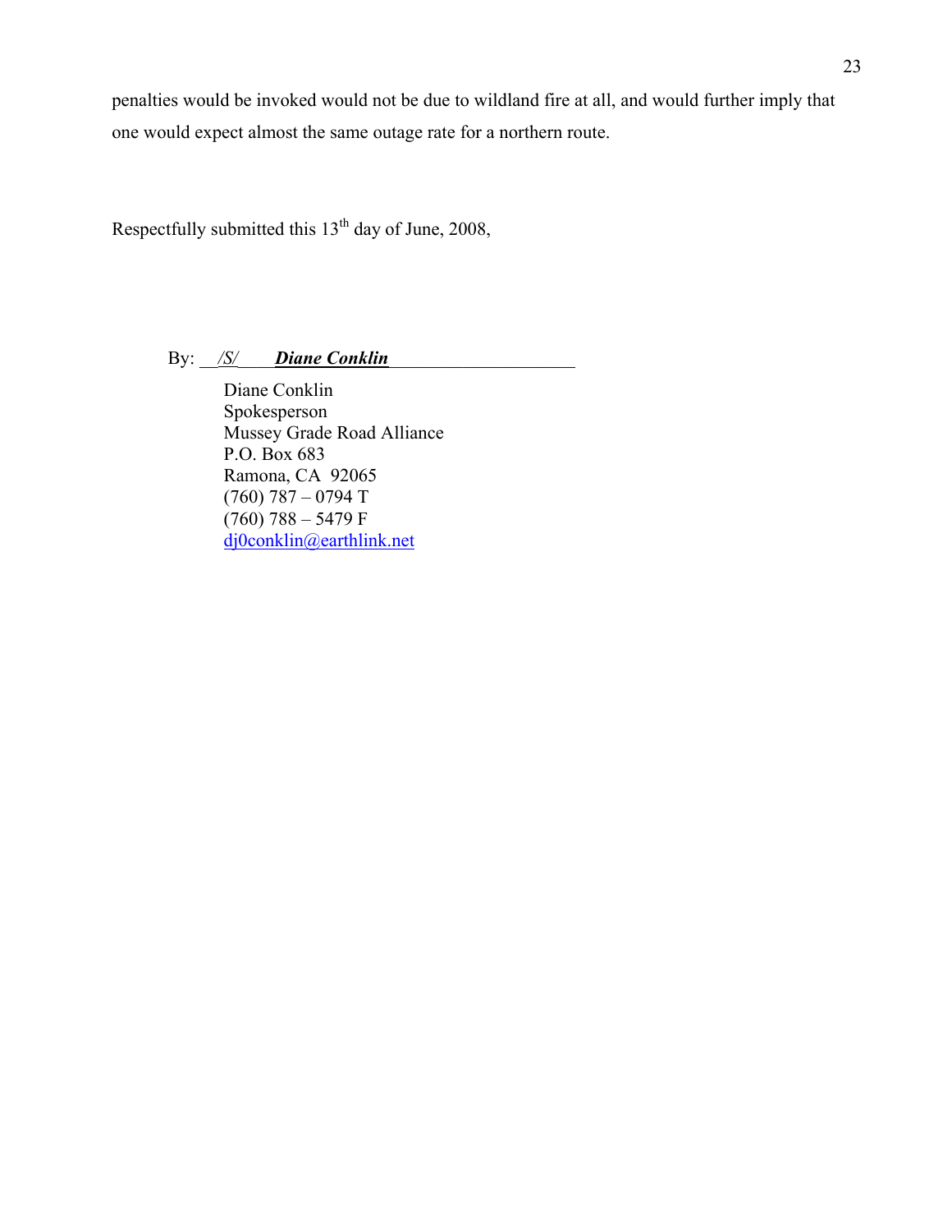penalties would be invoked would not be due to wildland fire at all, and would further imply that one would expect almost the same outage rate for a northern route.

Respectfully submitted this 13th day of June, 2008,

By: /S/ ***Diane Conklin***

Diane Conklin  
Spokesperson  
Mussey Grade Road Alliance  
P.O. Box 683  
Ramona, CA 92065  
(760) 787 – 0794 T  
(760) 788 – 5479 F  
dj0conklin@earthlink.net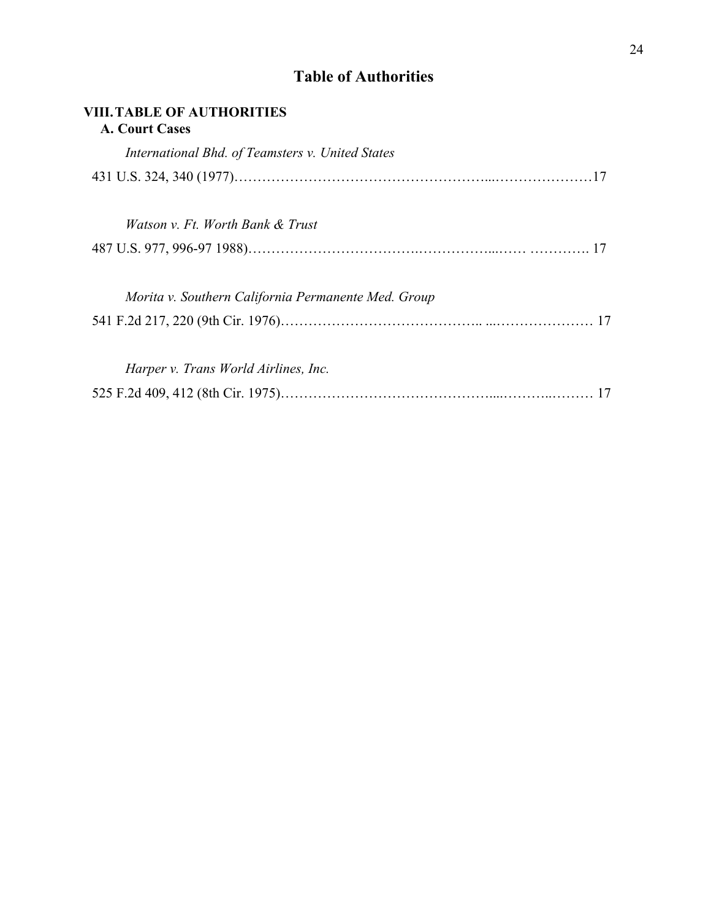# Table of Authorities

## VIII. TABLE OF AUTHORITIES

### A. Court Cases

*International Bhd. of Teamsters v. United States*

431 U.S. 324, 340 (1977)……………………………………………...…………………17

*Watson v. Ft. Worth Bank & Trust*

487 U.S. 977, 996-97 1988)……………………………….…………...…… …………. 17

*Morita v. Southern California Permanente Med. Group*

541 F.2d 217, 220 (9th Cir. 1976)………………………………….. ...………………… 17

*Harper v. Trans World Airlines, Inc.*

525 F.2d 409, 412 (8th Cir. 1975)……………………………………....………..……… 17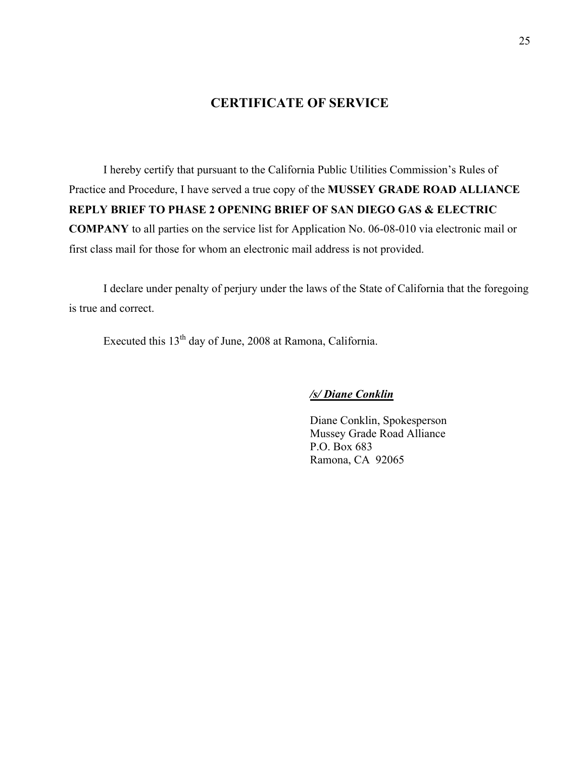# CERTIFICATE OF SERVICE

I hereby certify that pursuant to the California Public Utilities Commission's Rules of Practice and Procedure, I have served a true copy of the **MUSSEY GRADE ROAD ALLIANCE REPLY BRIEF TO PHASE 2 OPENING BRIEF OF SAN DIEGO GAS & ELECTRIC COMPANY** to all parties on the service list for Application No. 06-08-010 via electronic mail or first class mail for those for whom an electronic mail address is not provided.

I declare under penalty of perjury under the laws of the State of California that the foregoing is true and correct.

Executed this 13th day of June, 2008 at Ramona, California.

***/s/ Diane Conklin***

Diane Conklin, Spokesperson
Mussey Grade Road Alliance
P.O. Box 683
Ramona, CA 92065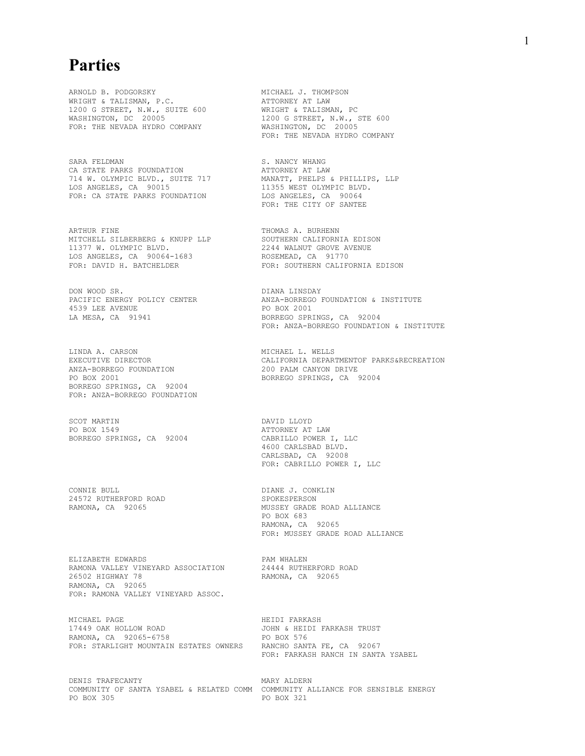# Parties

ARNOLD B. PODGORSKY
WRIGHT & TALISMAN, P.C.
1200 G STREET, N.W., SUITE 600
WASHINGTON, DC 20005
FOR: THE NEVADA HYDRO COMPANY

MICHAEL J. THOMPSON
ATTORNEY AT LAW
WRIGHT & TALISMAN, PC
1200 G STREET, N.W., STE 600
WASHINGTON, DC 20005
FOR: THE NEVADA HYDRO COMPANY

SARA FELDMAN
CA STATE PARKS FOUNDATION
714 W. OLYMPIC BLVD., SUITE 717
LOS ANGELES, CA 90015
FOR: CA STATE PARKS FOUNDATION

S. NANCY WHANG
ATTORNEY AT LAW
MANATT, PHELPS & PHILLIPS, LLP
11355 WEST OLYMPIC BLVD.
LOS ANGELES, CA 90064
FOR: THE CITY OF SANTEE

ARTHUR FINE
MITCHELL SILBERBERG & KNUPP LLP
11377 W. OLYMPIC BLVD.
LOS ANGELES, CA 90064-1683
FOR: DAVID H. BATCHELDER

THOMAS A. BURHENN
SOUTHERN CALIFORNIA EDISON
2244 WALNUT GROVE AVENUE
ROSEMEAD, CA 91770
FOR: SOUTHERN CALIFORNIA EDISON

DON WOOD SR.
PACIFIC ENERGY POLICY CENTER
4539 LEE AVENUE
LA MESA, CA 91941

DIANA LINSDAY
ANZA-BORREGO FOUNDATION & INSTITUTE
PO BOX 2001
BORREGO SPRINGS, CA 92004
FOR: ANZA-BORREGO FOUNDATION & INSTITUTE

LINDA A. CARSON
EXECUTIVE DIRECTOR
ANZA-BORREGO FOUNDATION
PO BOX 2001
BORREGO SPRINGS, CA 92004
FOR: ANZA-BORREGO FOUNDATION

MICHAEL L. WELLS
CALIFORNIA DEPARTMENTOF PARKS&RECREATION
200 PALM CANYON DRIVE
BORREGO SPRINGS, CA 92004

SCOT MARTIN
PO BOX 1549
BORREGO SPRINGS, CA 92004

DAVID LLOYD
ATTORNEY AT LAW
CABRILLO POWER I, LLC
4600 CARLSBAD BLVD.
CARLSBAD, CA 92008
FOR: CABRILLO POWER I, LLC

CONNIE BULL
24572 RUTHERFORD ROAD
RAMONA, CA 92065

DIANE J. CONKLIN
SPOKESPERSON
MUSSEY GRADE ROAD ALLIANCE
PO BOX 683
RAMONA, CA 92065
FOR: MUSSEY GRADE ROAD ALLIANCE

ELIZABETH EDWARDS
RAMONA VALLEY VINEYARD ASSOCIATION
26502 HIGHWAY 78
RAMONA, CA 92065
FOR: RAMONA VALLEY VINEYARD ASSOC.

PAM WHALEN
24444 RUTHERFORD ROAD
RAMONA, CA 92065

MICHAEL PAGE
17449 OAK HOLLOW ROAD
RAMONA, CA 92065-6758
FOR: STARLIGHT MOUNTAIN ESTATES OWNERS

HEIDI FARKASH
JOHN & HEIDI FARKASH TRUST
PO BOX 576
RANCHO SANTA FE, CA 92067
FOR: FARKASH RANCH IN SANTA YSABEL

DENIS TRAFECANTY
COMMUNITY OF SANTA YSABEL & RELATED COMM
PO BOX 305

MARY ALDERN
COMMUNITY ALLIANCE FOR SENSIBLE ENERGY
PO BOX 321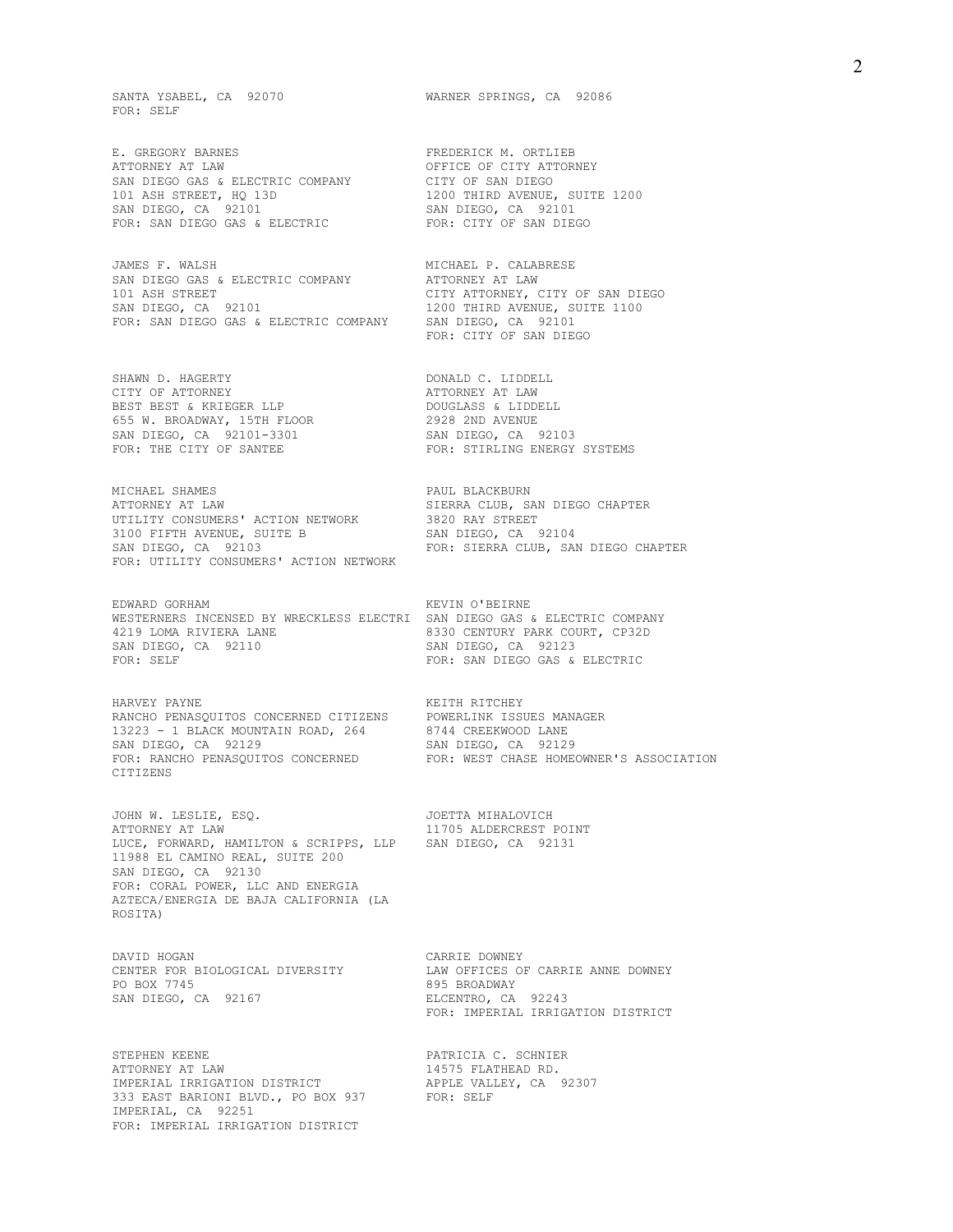SANTA YSABEL, CA 92070
FOR: SELF

WARNER SPRINGS, CA 92086

E. GREGORY BARNES
ATTORNEY AT LAW
SAN DIEGO GAS & ELECTRIC COMPANY
101 ASH STREET, HQ 13D
SAN DIEGO, CA 92101
FOR: SAN DIEGO GAS & ELECTRIC

FREDERICK M. ORTLIEB
OFFICE OF CITY ATTORNEY
CITY OF SAN DIEGO
1200 THIRD AVENUE, SUITE 1200
SAN DIEGO, CA 92101
FOR: CITY OF SAN DIEGO

JAMES F. WALSH
SAN DIEGO GAS & ELECTRIC COMPANY
101 ASH STREET
SAN DIEGO, CA 92101
FOR: SAN DIEGO GAS & ELECTRIC COMPANY

MICHAEL P. CALABRESE
ATTORNEY AT LAW
CITY ATTORNEY, CITY OF SAN DIEGO
1200 THIRD AVENUE, SUITE 1100
SAN DIEGO, CA 92101
FOR: CITY OF SAN DIEGO

SHAWN D. HAGERTY
CITY OF ATTORNEY
BEST BEST & KRIEGER LLP
655 W. BROADWAY, 15TH FLOOR
SAN DIEGO, CA 92101-3301
FOR: THE CITY OF SANTEE

DONALD C. LIDDELL
ATTORNEY AT LAW
DOUGLASS & LIDDELL
2928 2ND AVENUE
SAN DIEGO, CA 92103
FOR: STIRLING ENERGY SYSTEMS

MICHAEL SHAMES
ATTORNEY AT LAW
UTILITY CONSUMERS' ACTION NETWORK
3100 FIFTH AVENUE, SUITE B
SAN DIEGO, CA 92103
FOR: UTILITY CONSUMERS' ACTION NETWORK

PAUL BLACKBURN
SIERRA CLUB, SAN DIEGO CHAPTER
3820 RAY STREET
SAN DIEGO, CA 92104
FOR: SIERRA CLUB, SAN DIEGO CHAPTER

EDWARD GORHAM
WESTERNERS INCENSED BY WRECKLESS ELECTRI
4219 LOMA RIVIERA LANE
SAN DIEGO, CA 92110
FOR: SELF

KEVIN O'BEIRNE
SAN DIEGO GAS & ELECTRIC COMPANY
8330 CENTURY PARK COURT, CP32D
SAN DIEGO, CA 92123
FOR: SAN DIEGO GAS & ELECTRIC

HARVEY PAYNE
RANCHO PENASQUITOS CONCERNED CITIZENS
13223 - 1 BLACK MOUNTAIN ROAD, 264
SAN DIEGO, CA 92129
FOR: RANCHO PENASQUITOS CONCERNED CITIZENS

KEITH RITCHEY
POWERLINK ISSUES MANAGER
8744 CREEKWOOD LANE
SAN DIEGO, CA 92129
FOR: WEST CHASE HOMEOWNER'S ASSOCIATION

JOHN W. LESLIE, ESQ.
ATTORNEY AT LAW
LUCE, FORWARD, HAMILTON & SCRIPPS, LLP
11988 EL CAMINO REAL, SUITE 200
SAN DIEGO, CA 92130
FOR: CORAL POWER, LLC AND ENERGIA AZTECA/ENERGIA DE BAJA CALIFORNIA (LA ROSITA)

JOETTA MIHALOVICH
11705 ALDERCREST POINT
SAN DIEGO, CA 92131

DAVID HOGAN
CENTER FOR BIOLOGICAL DIVERSITY
PO BOX 7745
SAN DIEGO, CA 92167

CARRIE DOWNEY
LAW OFFICES OF CARRIE ANNE DOWNEY
895 BROADWAY
ELCENTRO, CA 92243
FOR: IMPERIAL IRRIGATION DISTRICT

STEPHEN KEENE
ATTORNEY AT LAW
IMPERIAL IRRIGATION DISTRICT
333 EAST BARIONI BLVD., PO BOX 937
IMPERIAL, CA 92251
FOR: IMPERIAL IRRIGATION DISTRICT

PATRICIA C. SCHNIER
14575 FLATHEAD RD.
APPLE VALLEY, CA 92307
FOR: SELF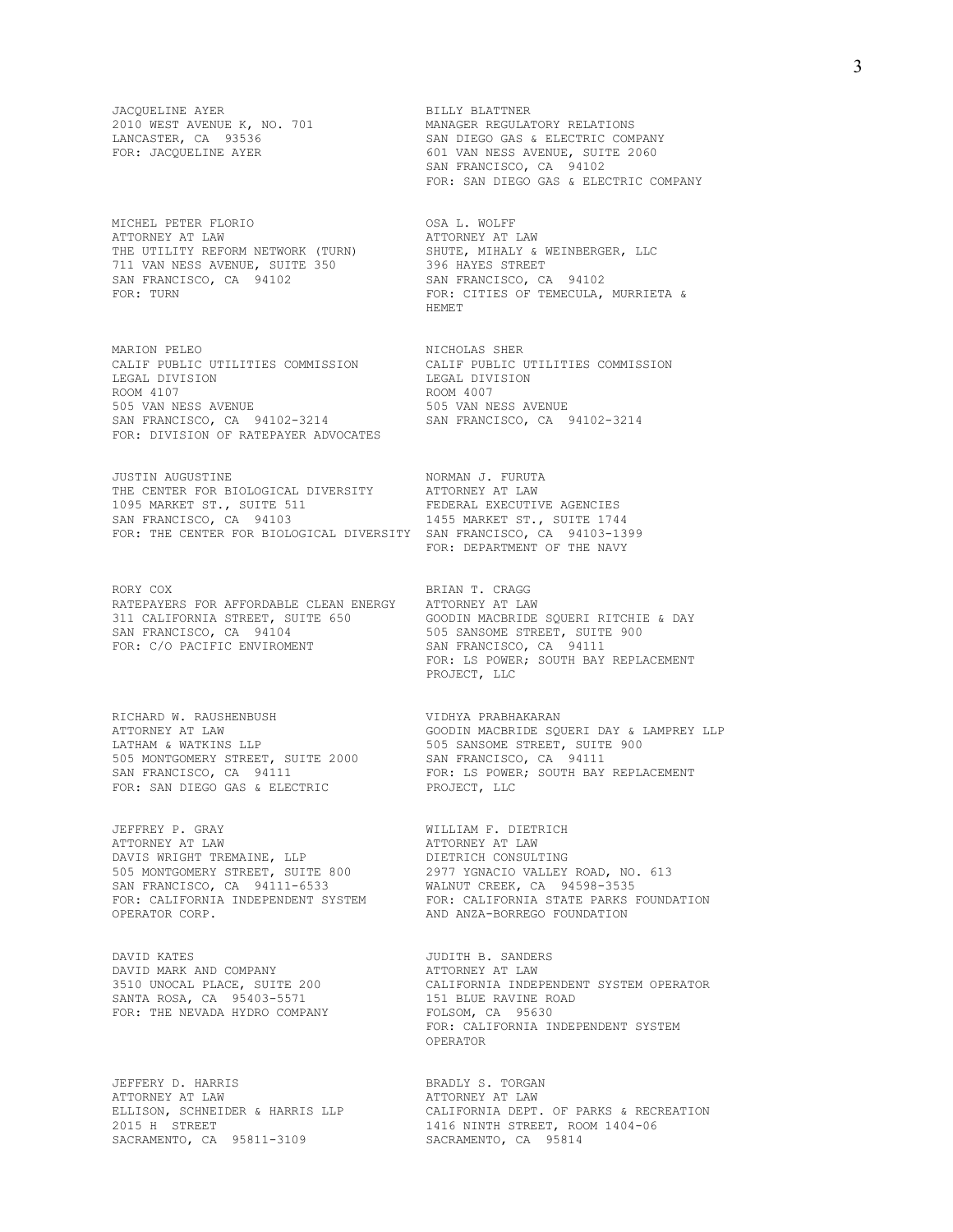JACQUELINE AYER
2010 WEST AVENUE K, NO. 701
LANCASTER, CA 93536
FOR: JACQUELINE AYER

BILLY BLATTNER
MANAGER REGULATORY RELATIONS
SAN DIEGO GAS & ELECTRIC COMPANY
601 VAN NESS AVENUE, SUITE 2060
SAN FRANCISCO, CA 94102
FOR: SAN DIEGO GAS & ELECTRIC COMPANY

MICHEL PETER FLORIO
ATTORNEY AT LAW
THE UTILITY REFORM NETWORK (TURN)
711 VAN NESS AVENUE, SUITE 350
SAN FRANCISCO, CA 94102
FOR: TURN

OSA L. WOLFF
ATTORNEY AT LAW
SHUTE, MIHALY & WEINBERGER, LLC
396 HAYES STREET
SAN FRANCISCO, CA 94102
FOR: CITIES OF TEMECULA, MURRIETA & HEMET

MARION PELEO
CALIF PUBLIC UTILITIES COMMISSION
LEGAL DIVISION
ROOM 4107
505 VAN NESS AVENUE
SAN FRANCISCO, CA 94102-3214
FOR: DIVISION OF RATEPAYER ADVOCATES

NICHOLAS SHER
CALIF PUBLIC UTILITIES COMMISSION
LEGAL DIVISION
ROOM 4007
505 VAN NESS AVENUE
SAN FRANCISCO, CA 94102-3214

JUSTIN AUGUSTINE
THE CENTER FOR BIOLOGICAL DIVERSITY
1095 MARKET ST., SUITE 511
SAN FRANCISCO, CA 94103
FOR: THE CENTER FOR BIOLOGICAL DIVERSITY

NORMAN J. FURUTA
ATTORNEY AT LAW
FEDERAL EXECUTIVE AGENCIES
1455 MARKET ST., SUITE 1744
SAN FRANCISCO, CA 94103-1399
FOR: DEPARTMENT OF THE NAVY

RORY COX
RATEPAYERS FOR AFFORDABLE CLEAN ENERGY
311 CALIFORNIA STREET, SUITE 650
SAN FRANCISCO, CA 94104
FOR: C/O PACIFIC ENVIROMENT

BRIAN T. CRAGG
ATTORNEY AT LAW
GOODIN MACBRIDE SQUERI RITCHIE & DAY
505 SANSOME STREET, SUITE 900
SAN FRANCISCO, CA 94111
FOR: LS POWER; SOUTH BAY REPLACEMENT PROJECT, LLC

RICHARD W. RAUSHENBUSH
ATTORNEY AT LAW
LATHAM & WATKINS LLP
505 MONTGOMERY STREET, SUITE 2000
SAN FRANCISCO, CA 94111
FOR: SAN DIEGO GAS & ELECTRIC

VIDHYA PRABHAKARAN
GOODIN MACBRIDE SQUERI DAY & LAMPREY LLP
505 SANSOME STREET, SUITE 900
SAN FRANCISCO, CA 94111
FOR: LS POWER; SOUTH BAY REPLACEMENT PROJECT, LLC

JEFFREY P. GRAY
ATTORNEY AT LAW
DAVIS WRIGHT TREMAINE, LLP
505 MONTGOMERY STREET, SUITE 800
SAN FRANCISCO, CA 94111-6533
FOR: CALIFORNIA INDEPENDENT SYSTEM OPERATOR CORP.

WILLIAM F. DIETRICH
ATTORNEY AT LAW
DIETRICH CONSULTING
2977 YGNACIO VALLEY ROAD, NO. 613
WALNUT CREEK, CA 94598-3535
FOR: CALIFORNIA STATE PARKS FOUNDATION AND ANZA-BORREGO FOUNDATION

DAVID KATES
DAVID MARK AND COMPANY
3510 UNOCAL PLACE, SUITE 200
SANTA ROSA, CA 95403-5571
FOR: THE NEVADA HYDRO COMPANY

JUDITH B. SANDERS
ATTORNEY AT LAW
CALIFORNIA INDEPENDENT SYSTEM OPERATOR
151 BLUE RAVINE ROAD
FOLSOM, CA 95630
FOR: CALIFORNIA INDEPENDENT SYSTEM OPERATOR

JEFFERY D. HARRIS
ATTORNEY AT LAW
ELLISON, SCHNEIDER & HARRIS LLP
2015 H STREET
SACRAMENTO, CA 95811-3109

BRADLY S. TORGAN
ATTORNEY AT LAW
CALIFORNIA DEPT. OF PARKS & RECREATION
1416 NINTH STREET, ROOM 1404-06
SACRAMENTO, CA 95814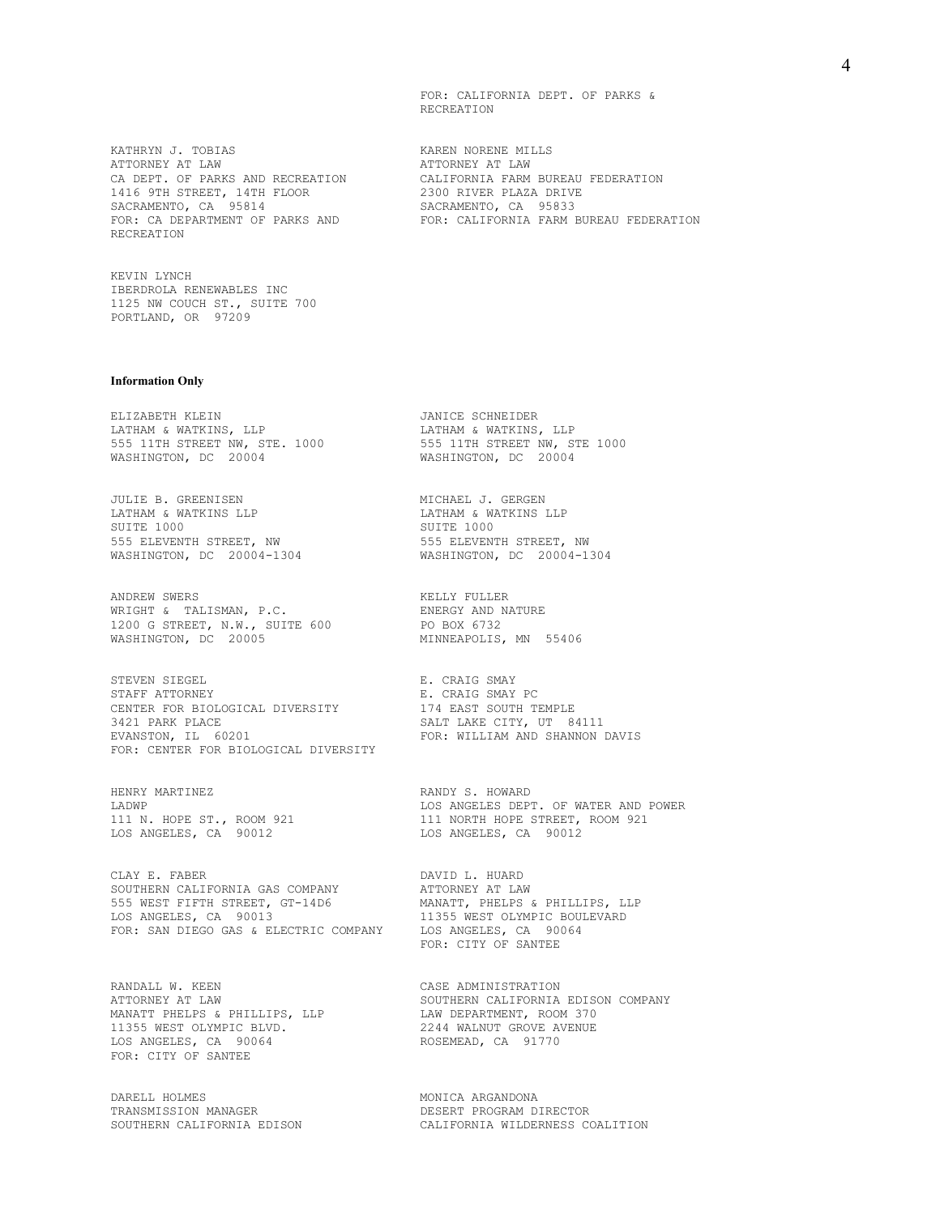FOR: CALIFORNIA DEPT. OF PARKS & RECREATION

KATHRYN J. TOBIAS
ATTORNEY AT LAW
CA DEPT. OF PARKS AND RECREATION
1416 9TH STREET, 14TH FLOOR
SACRAMENTO, CA 95814
FOR: CA DEPARTMENT OF PARKS AND RECREATION

KAREN NORENE MILLS
ATTORNEY AT LAW
CALIFORNIA FARM BUREAU FEDERATION
2300 RIVER PLAZA DRIVE
SACRAMENTO, CA 95833
FOR: CALIFORNIA FARM BUREAU FEDERATION

KEVIN LYNCH
IBERDROLA RENEWABLES INC
1125 NW COUCH ST., SUITE 700
PORTLAND, OR 97209

**Information Only**

ELIZABETH KLEIN
LATHAM & WATKINS, LLP
555 11TH STREET NW, STE. 1000
WASHINGTON, DC 20004

JANICE SCHNEIDER
LATHAM & WATKINS, LLP
555 11TH STREET NW, STE 1000
WASHINGTON, DC 20004

JULIE B. GREENISEN
LATHAM & WATKINS LLP
SUITE 1000
555 ELEVENTH STREET, NW
WASHINGTON, DC 20004-1304

MICHAEL J. GERGEN
LATHAM & WATKINS LLP
SUITE 1000
555 ELEVENTH STREET, NW
WASHINGTON, DC 20004-1304

ANDREW SWERS
WRIGHT & TALISMAN, P.C.
1200 G STREET, N.W., SUITE 600
WASHINGTON, DC 20005

KELLY FULLER
ENERGY AND NATURE
PO BOX 6732
MINNEAPOLIS, MN 55406

STEVEN SIEGEL
STAFF ATTORNEY
CENTER FOR BIOLOGICAL DIVERSITY
3421 PARK PLACE
EVANSTON, IL 60201
FOR: CENTER FOR BIOLOGICAL DIVERSITY

E. CRAIG SMAY
E. CRAIG SMAY PC
174 EAST SOUTH TEMPLE
SALT LAKE CITY, UT 84111
FOR: WILLIAM AND SHANNON DAVIS

HENRY MARTINEZ
LADWP
111 N. HOPE ST., ROOM 921
LOS ANGELES, CA 90012

RANDY S. HOWARD
LOS ANGELES DEPT. OF WATER AND POWER
111 NORTH HOPE STREET, ROOM 921
LOS ANGELES, CA 90012

CLAY E. FABER
SOUTHERN CALIFORNIA GAS COMPANY
555 WEST FIFTH STREET, GT-14D6
LOS ANGELES, CA 90013
FOR: SAN DIEGO GAS & ELECTRIC COMPANY

DAVID L. HUARD
ATTORNEY AT LAW
MANATT, PHELPS & PHILLIPS, LLP
11355 WEST OLYMPIC BOULEVARD
LOS ANGELES, CA 90064
FOR: CITY OF SANTEE

RANDALL W. KEEN
ATTORNEY AT LAW
MANATT PHELPS & PHILLIPS, LLP
11355 WEST OLYMPIC BLVD.
LOS ANGELES, CA 90064
FOR: CITY OF SANTEE

CASE ADMINISTRATION
SOUTHERN CALIFORNIA EDISON COMPANY
LAW DEPARTMENT, ROOM 370
2244 WALNUT GROVE AVENUE
ROSEMEAD, CA 91770

DARELL HOLMES
TRANSMISSION MANAGER
SOUTHERN CALIFORNIA EDISON

MONICA ARGANDONA
DESERT PROGRAM DIRECTOR
CALIFORNIA WILDERNESS COALITION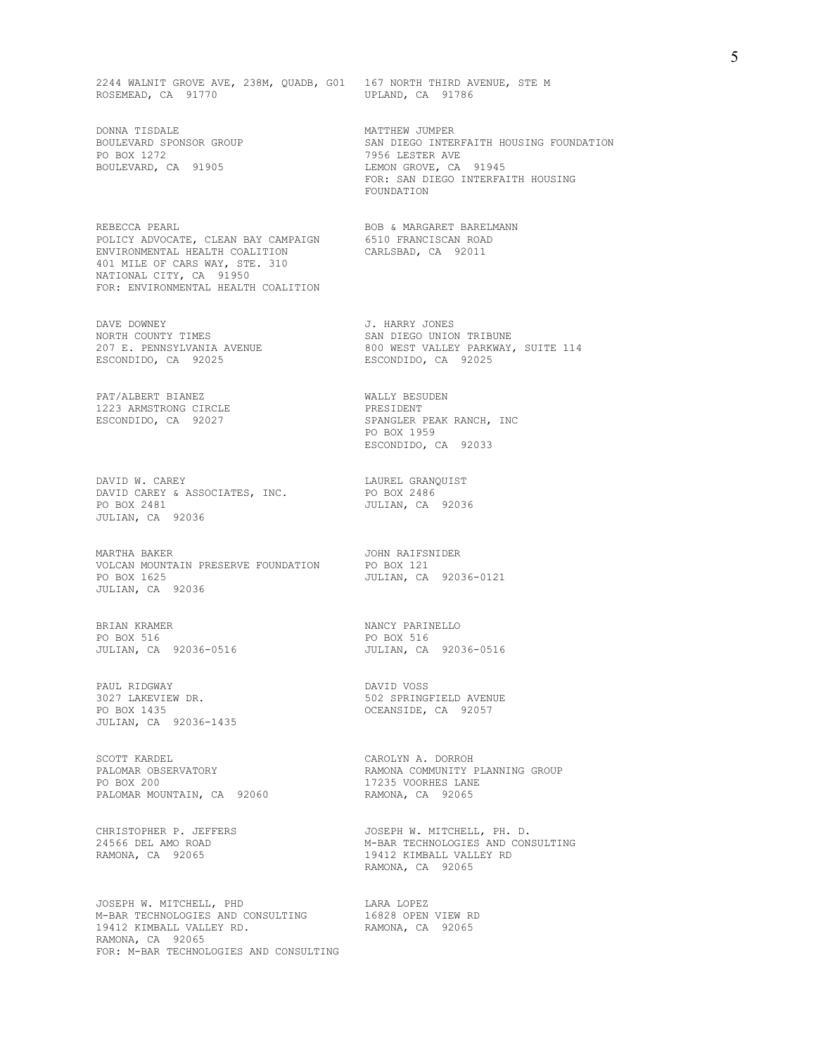2244 WALNIT GROVE AVE, 238M, QUADB, G01
ROSEMEAD, CA 91770

167 NORTH THIRD AVENUE, STE M
UPLAND, CA 91786

DONNA TISDALE
BOULEVARD SPONSOR GROUP
PO BOX 1272
BOULEVARD, CA 91905

MATTHEW JUMPER
SAN DIEGO INTERFAITH HOUSING FOUNDATION
7956 LESTER AVE
LEMON GROVE, CA 91945
FOR: SAN DIEGO INTERFAITH HOUSING FOUNDATION

REBECCA PEARL
POLICY ADVOCATE, CLEAN BAY CAMPAIGN
ENVIRONMENTAL HEALTH COALITION
401 MILE OF CARS WAY, STE. 310
NATIONAL CITY, CA 91950
FOR: ENVIRONMENTAL HEALTH COALITION

BOB & MARGARET BARELMANN
6510 FRANCISCAN ROAD
CARLSBAD, CA 92011

DAVE DOWNEY
NORTH COUNTY TIMES
207 E. PENNSYLVANIA AVENUE
ESCONDIDO, CA 92025

J. HARRY JONES
SAN DIEGO UNION TRIBUNE
800 WEST VALLEY PARKWAY, SUITE 114
ESCONDIDO, CA 92025

PAT/ALBERT BIANEZ
1223 ARMSTRONG CIRCLE
ESCONDIDO, CA 92027

WALLY BESUDEN
PRESIDENT
SPANGLER PEAK RANCH, INC
PO BOX 1959
ESCONDIDO, CA 92033

DAVID W. CAREY
DAVID CAREY & ASSOCIATES, INC.
PO BOX 2481
JULIAN, CA 92036

LAUREL GRANQUIST
PO BOX 2486
JULIAN, CA 92036

MARTHA BAKER
VOLCAN MOUNTAIN PRESERVE FOUNDATION
PO BOX 1625
JULIAN, CA 92036

JOHN RAIFSNIDER
PO BOX 121
JULIAN, CA 92036-0121

BRIAN KRAMER
PO BOX 516
JULIAN, CA 92036-0516

NANCY PARINELLO
PO BOX 516
JULIAN, CA 92036-0516

PAUL RIDGWAY
3027 LAKEVIEW DR.
PO BOX 1435
JULIAN, CA 92036-1435

DAVID VOSS
502 SPRINGFIELD AVENUE
OCEANSIDE, CA 92057

SCOTT KARDEL
PALOMAR OBSERVATORY
PO BOX 200
PALOMAR MOUNTAIN, CA 92060

CAROLYN A. DORROH
RAMONA COMMUNITY PLANNING GROUP
17235 VOORHES LANE
RAMONA, CA 92065

CHRISTOPHER P. JEFFERS
24566 DEL AMO ROAD
RAMONA, CA 92065

JOSEPH W. MITCHELL, PH. D.
M-BAR TECHNOLOGIES AND CONSULTING
19412 KIMBALL VALLEY RD
RAMONA, CA 92065

JOSEPH W. MITCHELL, PHD
M-BAR TECHNOLOGIES AND CONSULTING
19412 KIMBALL VALLEY RD.
RAMONA, CA 92065
FOR: M-BAR TECHNOLOGIES AND CONSULTING

LARA LOPEZ
16828 OPEN VIEW RD
RAMONA, CA 92065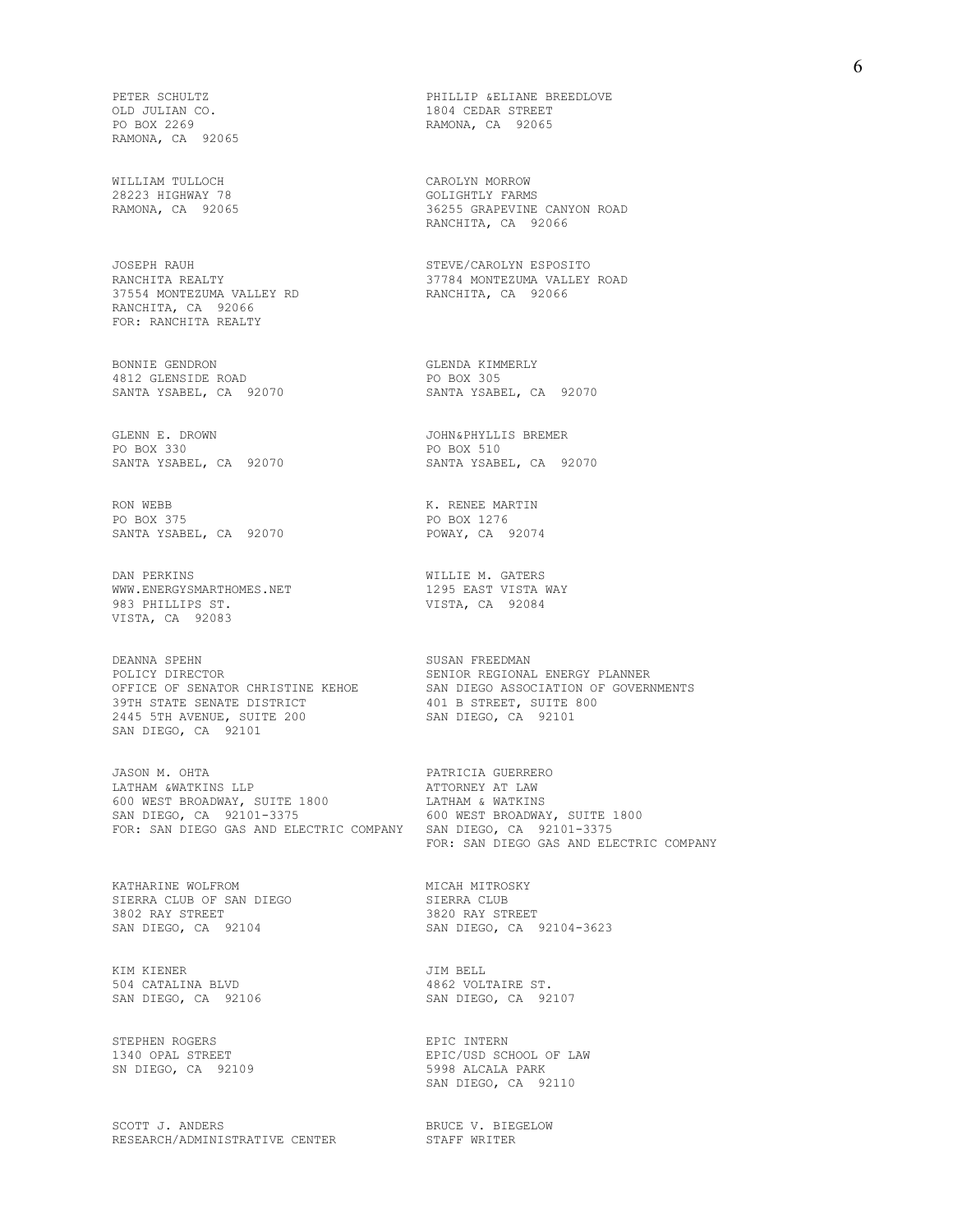PETER SCHULTZ
OLD JULIAN CO.
PO BOX 2269
RAMONA, CA 92065

PHILLIP &ELIANE BREEDLOVE
1804 CEDAR STREET
RAMONA, CA 92065

WILLIAM TULLOCH
28223 HIGHWAY 78
RAMONA, CA 92065

CAROLYN MORROW
GOLIGHTLY FARMS
36255 GRAPEVINE CANYON ROAD
RANCHITA, CA 92066

JOSEPH RAUH
RANCHITA REALTY
37554 MONTEZUMA VALLEY RD
RANCHITA, CA 92066
FOR: RANCHITA REALTY

STEVE/CAROLYN ESPOSITO
37784 MONTEZUMA VALLEY ROAD
RANCHITA, CA 92066

BONNIE GENDRON
4812 GLENSIDE ROAD
SANTA YSABEL, CA 92070

GLENDA KIMMERLY
PO BOX 305
SANTA YSABEL, CA 92070

GLENN E. DROWN
PO BOX 330
SANTA YSABEL, CA 92070

JOHN&PHYLLIS BREMER
PO BOX 510
SANTA YSABEL, CA 92070

RON WEBB
PO BOX 375
SANTA YSABEL, CA 92070

K. RENEE MARTIN
PO BOX 1276
POWAY, CA 92074

DAN PERKINS
WWW.ENERGYSMARTHOMES.NET
983 PHILLIPS ST.
VISTA, CA 92083

WILLIE M. GATERS
1295 EAST VISTA WAY
VISTA, CA 92084

DEANNA SPEHN
POLICY DIRECTOR
OFFICE OF SENATOR CHRISTINE KEHOE
39TH STATE SENATE DISTRICT
2445 5TH AVENUE, SUITE 200
SAN DIEGO, CA 92101

SUSAN FREEDMAN
SENIOR REGIONAL ENERGY PLANNER
SAN DIEGO ASSOCIATION OF GOVERNMENTS
401 B STREET, SUITE 800
SAN DIEGO, CA 92101

JASON M. OHTA
LATHAM &WATKINS LLP
600 WEST BROADWAY, SUITE 1800
SAN DIEGO, CA 92101-3375
FOR: SAN DIEGO GAS AND ELECTRIC COMPANY

PATRICIA GUERRERO
ATTORNEY AT LAW
LATHAM & WATKINS
600 WEST BROADWAY, SUITE 1800
SAN DIEGO, CA 92101-3375
FOR: SAN DIEGO GAS AND ELECTRIC COMPANY

KATHARINE WOLFROM
SIERRA CLUB OF SAN DIEGO
3802 RAY STREET
SAN DIEGO, CA 92104

MICAH MITROSKY
SIERRA CLUB
3820 RAY STREET
SAN DIEGO, CA 92104-3623

KIM KIENER
504 CATALINA BLVD
SAN DIEGO, CA 92106

JIM BELL
4862 VOLTAIRE ST.
SAN DIEGO, CA 92107

STEPHEN ROGERS
1340 OPAL STREET
SN DIEGO, CA 92109

EPIC INTERN
EPIC/USD SCHOOL OF LAW
5998 ALCALA PARK
SAN DIEGO, CA 92110

SCOTT J. ANDERS
RESEARCH/ADMINISTRATIVE CENTER

BRUCE V. BIEGELOW
STAFF WRITER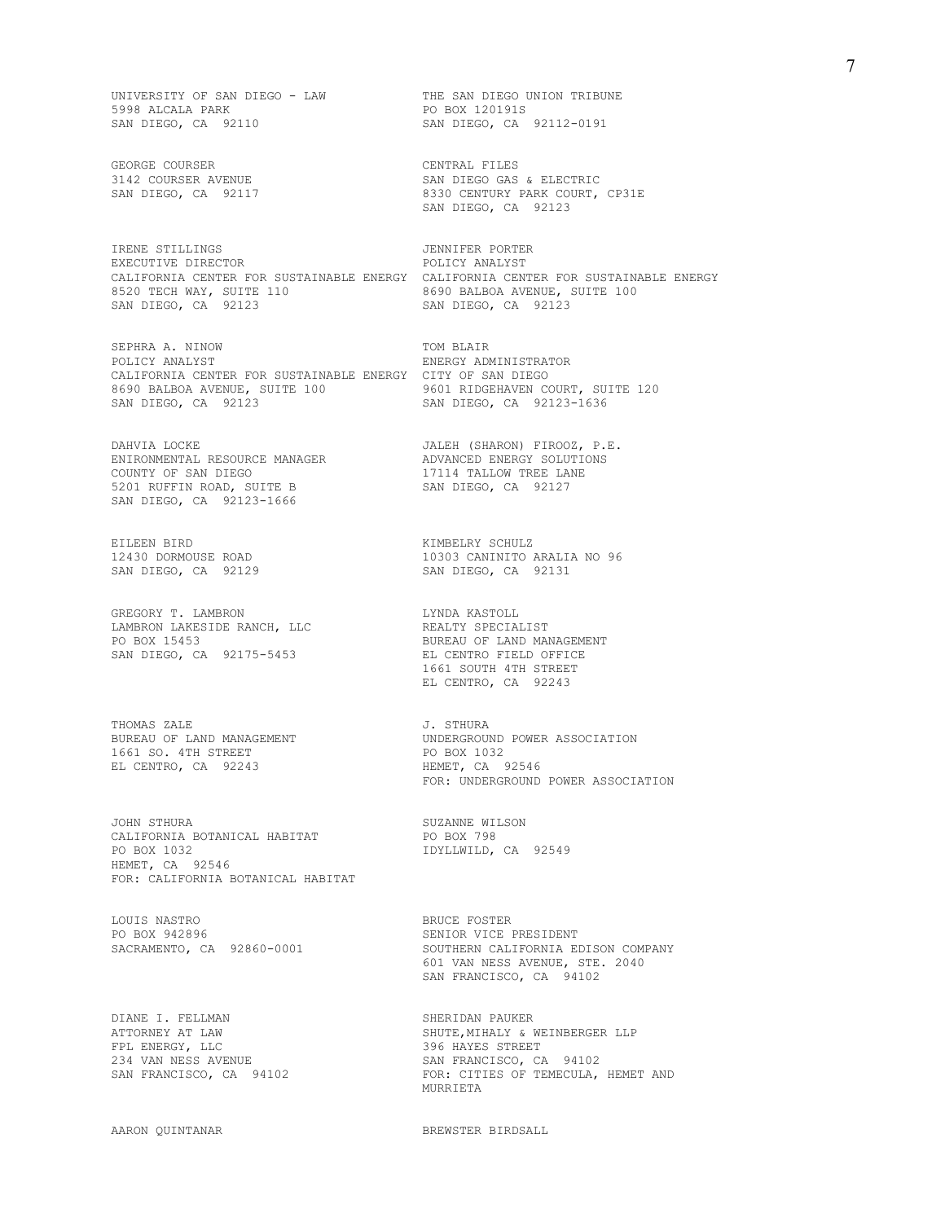UNIVERSITY OF SAN DIEGO - LAW
5998 ALCALA PARK
SAN DIEGO, CA 92110

THE SAN DIEGO UNION TRIBUNE
PO BOX 120191S
SAN DIEGO, CA 92112-0191

GEORGE COURSER
3142 COURSER AVENUE
SAN DIEGO, CA 92117

CENTRAL FILES
SAN DIEGO GAS & ELECTRIC
8330 CENTURY PARK COURT, CP31E
SAN DIEGO, CA 92123

IRENE STILLINGS
EXECUTIVE DIRECTOR
CALIFORNIA CENTER FOR SUSTAINABLE ENERGY
8520 TECH WAY, SUITE 110
SAN DIEGO, CA 92123

JENNIFER PORTER
POLICY ANALYST
CALIFORNIA CENTER FOR SUSTAINABLE ENERGY
8690 BALBOA AVENUE, SUITE 100
SAN DIEGO, CA 92123

SEPHRA A. NINOW
POLICY ANALYST
CALIFORNIA CENTER FOR SUSTAINABLE ENERGY
8690 BALBOA AVENUE, SUITE 100
SAN DIEGO, CA 92123

TOM BLAIR
ENERGY ADMINISTRATOR
CITY OF SAN DIEGO
9601 RIDGEHAVEN COURT, SUITE 120
SAN DIEGO, CA 92123-1636

DAHVIA LOCKE
ENIRONMENTAL RESOURCE MANAGER
COUNTY OF SAN DIEGO
5201 RUFFIN ROAD, SUITE B
SAN DIEGO, CA 92123-1666

JALEH (SHARON) FIROOZ, P.E.
ADVANCED ENERGY SOLUTIONS
17114 TALLOW TREE LANE
SAN DIEGO, CA 92127

EILEEN BIRD
12430 DORMOUSE ROAD
SAN DIEGO, CA 92129

KIMBELRY SCHULZ
10303 CANINITO ARALIA NO 96
SAN DIEGO, CA 92131

GREGORY T. LAMBRON
LAMBRON LAKESIDE RANCH, LLC
PO BOX 15453
SAN DIEGO, CA 92175-5453

LYNDA KASTOLL
REALTY SPECIALIST
BUREAU OF LAND MANAGEMENT
EL CENTRO FIELD OFFICE
1661 SOUTH 4TH STREET
EL CENTRO, CA 92243

THOMAS ZALE
BUREAU OF LAND MANAGEMENT
1661 SO. 4TH STREET
EL CENTRO, CA 92243

J. STHURA
UNDERGROUND POWER ASSOCIATION
PO BOX 1032
HEMET, CA 92546
FOR: UNDERGROUND POWER ASSOCIATION

JOHN STHURA
CALIFORNIA BOTANICAL HABITAT
PO BOX 1032
HEMET, CA 92546
FOR: CALIFORNIA BOTANICAL HABITAT

SUZANNE WILSON
PO BOX 798
IDYLLWILD, CA 92549

LOUIS NASTRO
PO BOX 942896
SACRAMENTO, CA 92860-0001

BRUCE FOSTER
SENIOR VICE PRESIDENT
SOUTHERN CALIFORNIA EDISON COMPANY
601 VAN NESS AVENUE, STE. 2040
SAN FRANCISCO, CA 94102

DIANE I. FELLMAN
ATTORNEY AT LAW
FPL ENERGY, LLC
234 VAN NESS AVENUE
SAN FRANCISCO, CA 94102

SHERIDAN PAUKER
SHUTE,MIHALY & WEINBERGER LLP
396 HAYES STREET
SAN FRANCISCO, CA 94102
FOR: CITIES OF TEMECULA, HEMET AND MURRIETA

AARON QUINTANAR

BREWSTER BIRDSALL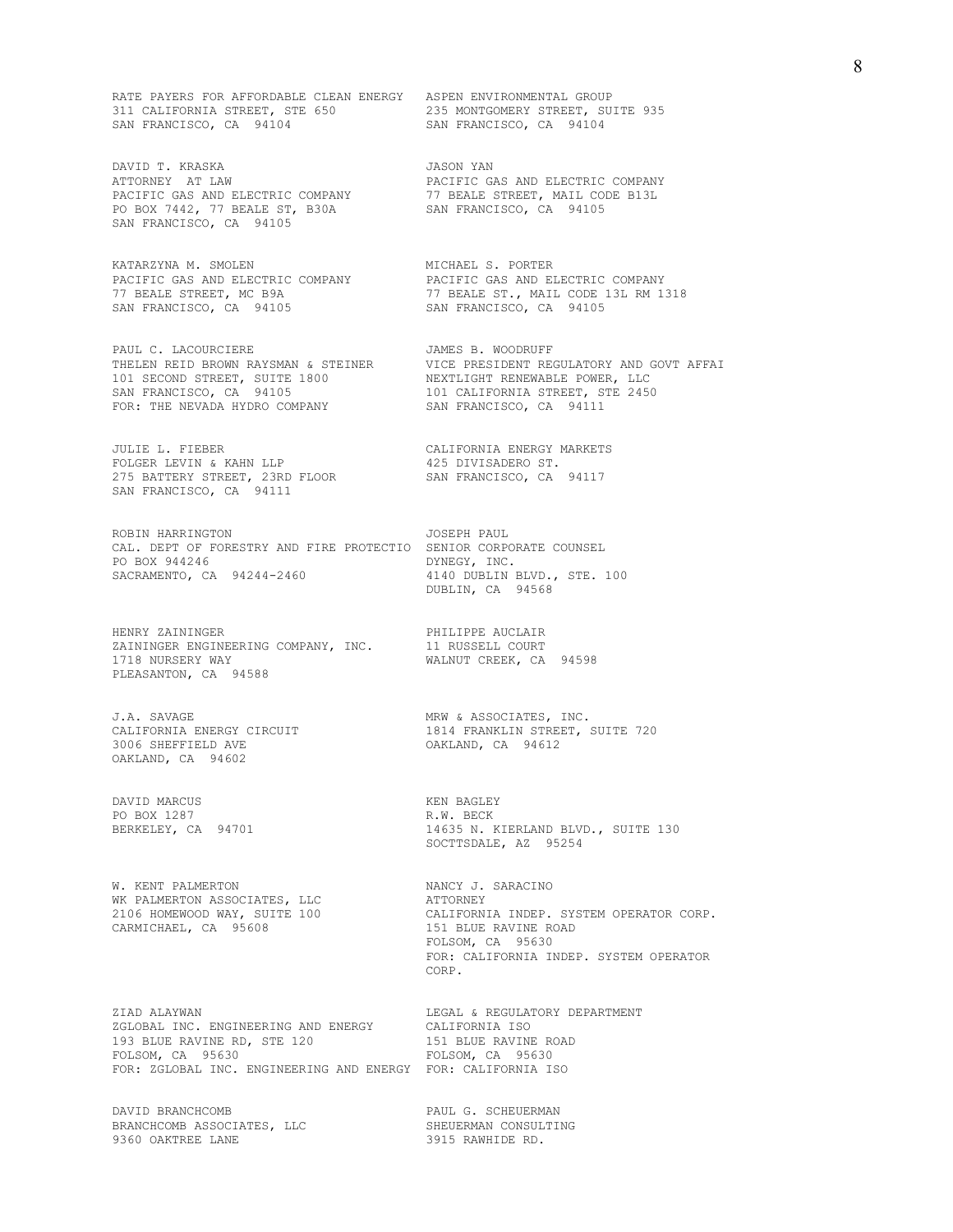RATE PAYERS FOR AFFORDABLE CLEAN ENERGY
311 CALIFORNIA STREET, STE 650
SAN FRANCISCO, CA 94104

ASPEN ENVIRONMENTAL GROUP
235 MONTGOMERY STREET, SUITE 935
SAN FRANCISCO, CA 94104

DAVID T. KRASKA
ATTORNEY AT LAW
PACIFIC GAS AND ELECTRIC COMPANY
PO BOX 7442, 77 BEALE ST, B30A
SAN FRANCISCO, CA 94105

JASON YAN
PACIFIC GAS AND ELECTRIC COMPANY
77 BEALE STREET, MAIL CODE B13L
SAN FRANCISCO, CA 94105

KATARZYNA M. SMOLEN
PACIFIC GAS AND ELECTRIC COMPANY
77 BEALE STREET, MC B9A
SAN FRANCISCO, CA 94105

MICHAEL S. PORTER
PACIFIC GAS AND ELECTRIC COMPANY
77 BEALE ST., MAIL CODE 13L RM 1318
SAN FRANCISCO, CA 94105

PAUL C. LACOURCIERE
THELEN REID BROWN RAYSMAN & STEINER
101 SECOND STREET, SUITE 1800
SAN FRANCISCO, CA 94105
FOR: THE NEVADA HYDRO COMPANY

JAMES B. WOODRUFF
VICE PRESIDENT REGULATORY AND GOVT AFFAI
NEXTLIGHT RENEWABLE POWER, LLC
101 CALIFORNIA STREET, STE 2450
SAN FRANCISCO, CA 94111

JULIE L. FIEBER
FOLGER LEVIN & KAHN LLP
275 BATTERY STREET, 23RD FLOOR
SAN FRANCISCO, CA 94111

CALIFORNIA ENERGY MARKETS
425 DIVISADERO ST.
SAN FRANCISCO, CA 94117

ROBIN HARRINGTON
CAL. DEPT OF FORESTRY AND FIRE PROTECTIO
PO BOX 944246
SACRAMENTO, CA 94244-2460

JOSEPH PAUL
SENIOR CORPORATE COUNSEL
DYNEGY, INC.
4140 DUBLIN BLVD., STE. 100
DUBLIN, CA 94568

HENRY ZAININGER
ZAININGER ENGINEERING COMPANY, INC.
1718 NURSERY WAY
PLEASANTON, CA 94588

PHILIPPE AUCLAIR
11 RUSSELL COURT
WALNUT CREEK, CA 94598

J.A. SAVAGE
CALIFORNIA ENERGY CIRCUIT
3006 SHEFFIELD AVE
OAKLAND, CA 94602

MRW & ASSOCIATES, INC.
1814 FRANKLIN STREET, SUITE 720
OAKLAND, CA 94612

DAVID MARCUS
PO BOX 1287
BERKELEY, CA 94701

KEN BAGLEY
R.W. BECK
14635 N. KIERLAND BLVD., SUITE 130
SOCTTSDALE, AZ 95254

W. KENT PALMERTON
WK PALMERTON ASSOCIATES, LLC
2106 HOMEWOOD WAY, SUITE 100
CARMICHAEL, CA 95608

NANCY J. SARACINO
ATTORNEY
CALIFORNIA INDEP. SYSTEM OPERATOR CORP.
151 BLUE RAVINE ROAD
FOLSOM, CA 95630
FOR: CALIFORNIA INDEP. SYSTEM OPERATOR CORP.

ZIAD ALAYWAN
ZGLOBAL INC. ENGINEERING AND ENERGY
193 BLUE RAVINE RD, STE 120
FOLSOM, CA 95630
FOR: ZGLOBAL INC. ENGINEERING AND ENERGY

LEGAL & REGULATORY DEPARTMENT
CALIFORNIA ISO
151 BLUE RAVINE ROAD
FOLSOM, CA 95630
FOR: CALIFORNIA ISO

DAVID BRANCHCOMB
BRANCHCOMB ASSOCIATES, LLC
9360 OAKTREE LANE

PAUL G. SCHEUERMAN
SHEUERMAN CONSULTING
3915 RAWHIDE RD.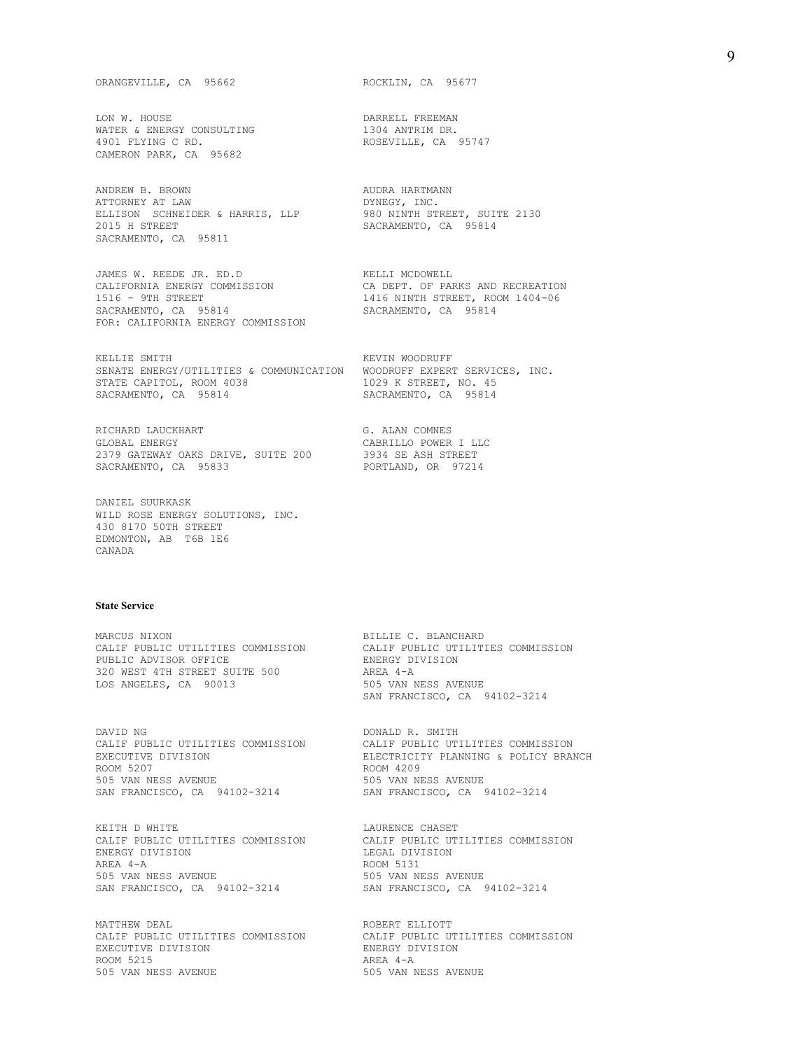ORANGEVILLE, CA 95662

ROCKLIN, CA 95677

LON W. HOUSE
WATER & ENERGY CONSULTING
4901 FLYING C RD.
CAMERON PARK, CA 95682

DARRELL FREEMAN
1304 ANTRIM DR.
ROSEVILLE, CA 95747

ANDREW B. BROWN
ATTORNEY AT LAW
ELLISON SCHNEIDER & HARRIS, LLP
2015 H STREET
SACRAMENTO, CA 95811

AUDRA HARTMANN
DYNEGY, INC.
980 NINTH STREET, SUITE 2130
SACRAMENTO, CA 95814

JAMES W. REEDE JR. ED.D
CALIFORNIA ENERGY COMMISSION
1516 - 9TH STREET
SACRAMENTO, CA 95814
FOR: CALIFORNIA ENERGY COMMISSION

KELLI MCDOWELL
CA DEPT. OF PARKS AND RECREATION
1416 NINTH STREET, ROOM 1404-06
SACRAMENTO, CA 95814

KELLIE SMITH
SENATE ENERGY/UTILITIES & COMMUNICATION
STATE CAPITOL, ROOM 4038
SACRAMENTO, CA 95814

KEVIN WOODRUFF
WOODRUFF EXPERT SERVICES, INC.
1029 K STREET, NO. 45
SACRAMENTO, CA 95814

RICHARD LAUCKHART
GLOBAL ENERGY
2379 GATEWAY OAKS DRIVE, SUITE 200
SACRAMENTO, CA 95833

G. ALAN COMNES
CABRILLO POWER I LLC
3934 SE ASH STREET
PORTLAND, OR 97214

DANIEL SUURKASK
WILD ROSE ENERGY SOLUTIONS, INC.
430 8170 50TH STREET
EDMONTON, AB T6B 1E6
CANADA

**State Service**

MARCUS NIXON
CALIF PUBLIC UTILITIES COMMISSION
PUBLIC ADVISOR OFFICE
320 WEST 4TH STREET SUITE 500
LOS ANGELES, CA 90013

BILLIE C. BLANCHARD
CALIF PUBLIC UTILITIES COMMISSION
ENERGY DIVISION
AREA 4-A
505 VAN NESS AVENUE
SAN FRANCISCO, CA 94102-3214

DAVID NG
CALIF PUBLIC UTILITIES COMMISSION
EXECUTIVE DIVISION
ROOM 5207
505 VAN NESS AVENUE
SAN FRANCISCO, CA 94102-3214

DONALD R. SMITH
CALIF PUBLIC UTILITIES COMMISSION
ELECTRICITY PLANNING & POLICY BRANCH
ROOM 4209
505 VAN NESS AVENUE
SAN FRANCISCO, CA 94102-3214

KEITH D WHITE
CALIF PUBLIC UTILITIES COMMISSION
ENERGY DIVISION
AREA 4-A
505 VAN NESS AVENUE
SAN FRANCISCO, CA 94102-3214

LAURENCE CHASET
CALIF PUBLIC UTILITIES COMMISSION
LEGAL DIVISION
ROOM 5131
505 VAN NESS AVENUE
SAN FRANCISCO, CA 94102-3214

MATTHEW DEAL
CALIF PUBLIC UTILITIES COMMISSION
EXECUTIVE DIVISION
ROOM 5215
505 VAN NESS AVENUE

ROBERT ELLIOTT
CALIF PUBLIC UTILITIES COMMISSION
ENERGY DIVISION
AREA 4-A
505 VAN NESS AVENUE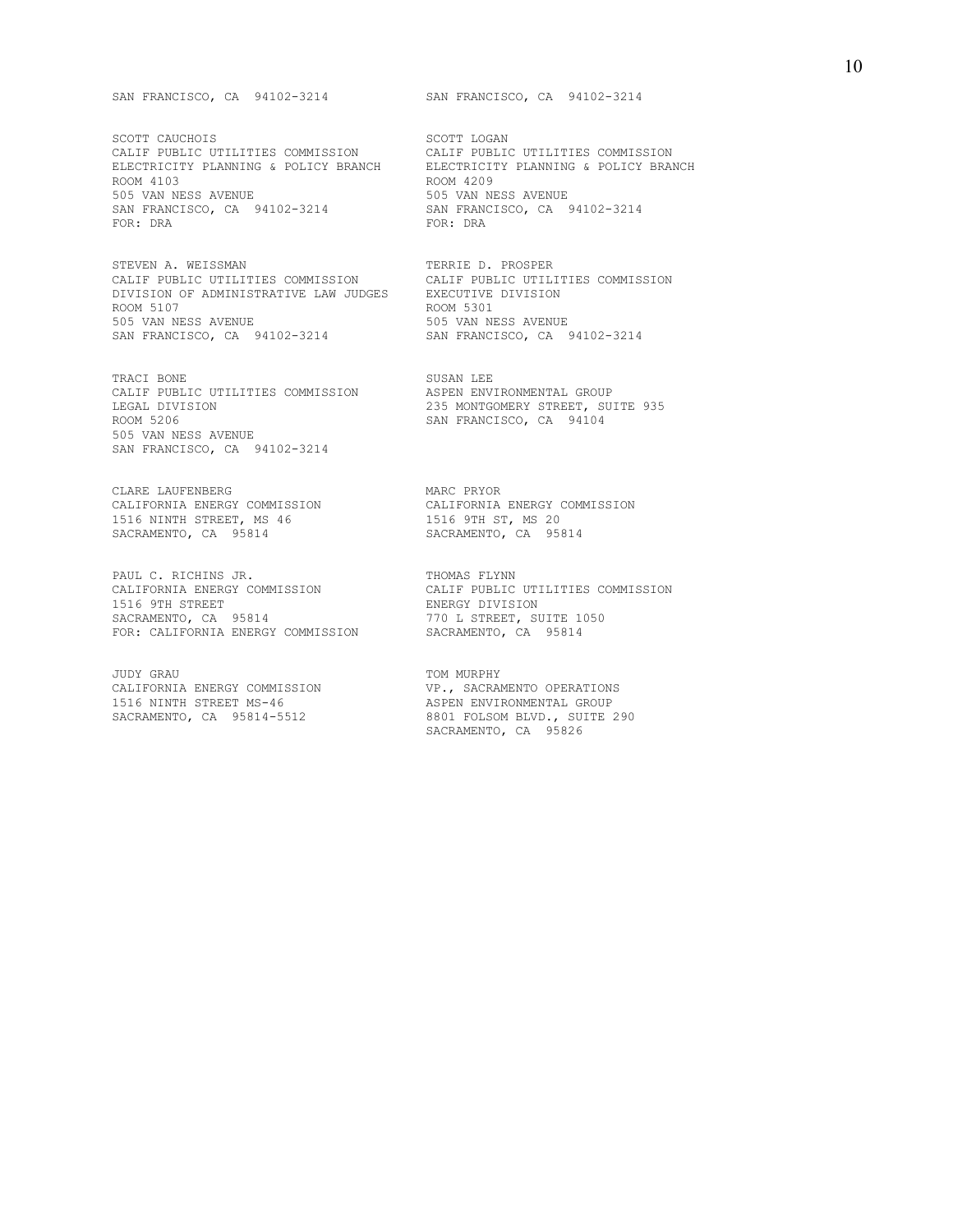SAN FRANCISCO, CA 94102-3214

SAN FRANCISCO, CA 94102-3214

SCOTT CAUCHOIS
CALIF PUBLIC UTILITIES COMMISSION
ELECTRICITY PLANNING & POLICY BRANCH
ROOM 4103
505 VAN NESS AVENUE
SAN FRANCISCO, CA 94102-3214
FOR: DRA

SCOTT LOGAN
CALIF PUBLIC UTILITIES COMMISSION
ELECTRICITY PLANNING & POLICY BRANCH
ROOM 4209
505 VAN NESS AVENUE
SAN FRANCISCO, CA 94102-3214
FOR: DRA

STEVEN A. WEISSMAN
CALIF PUBLIC UTILITIES COMMISSION
DIVISION OF ADMINISTRATIVE LAW JUDGES
ROOM 5107
505 VAN NESS AVENUE
SAN FRANCISCO, CA 94102-3214

TERRIE D. PROSPER
CALIF PUBLIC UTILITIES COMMISSION
EXECUTIVE DIVISION
ROOM 5301
505 VAN NESS AVENUE
SAN FRANCISCO, CA 94102-3214

TRACI BONE
CALIF PUBLIC UTILITIES COMMISSION
LEGAL DIVISION
ROOM 5206
505 VAN NESS AVENUE
SAN FRANCISCO, CA 94102-3214

SUSAN LEE
ASPEN ENVIRONMENTAL GROUP
235 MONTGOMERY STREET, SUITE 935
SAN FRANCISCO, CA 94104

CLARE LAUFENBERG
CALIFORNIA ENERGY COMMISSION
1516 NINTH STREET, MS 46
SACRAMENTO, CA 95814

MARC PRYOR
CALIFORNIA ENERGY COMMISSION
1516 9TH ST, MS 20
SACRAMENTO, CA 95814

PAUL C. RICHINS JR.
CALIFORNIA ENERGY COMMISSION
1516 9TH STREET
SACRAMENTO, CA 95814
FOR: CALIFORNIA ENERGY COMMISSION

THOMAS FLYNN
CALIF PUBLIC UTILITIES COMMISSION
ENERGY DIVISION
770 L STREET, SUITE 1050
SACRAMENTO, CA 95814

JUDY GRAU
CALIFORNIA ENERGY COMMISSION
1516 NINTH STREET MS-46
SACRAMENTO, CA 95814-5512

TOM MURPHY
VP., SACRAMENTO OPERATIONS
ASPEN ENVIRONMENTAL GROUP
8801 FOLSOM BLVD., SUITE 290
SACRAMENTO, CA 95826